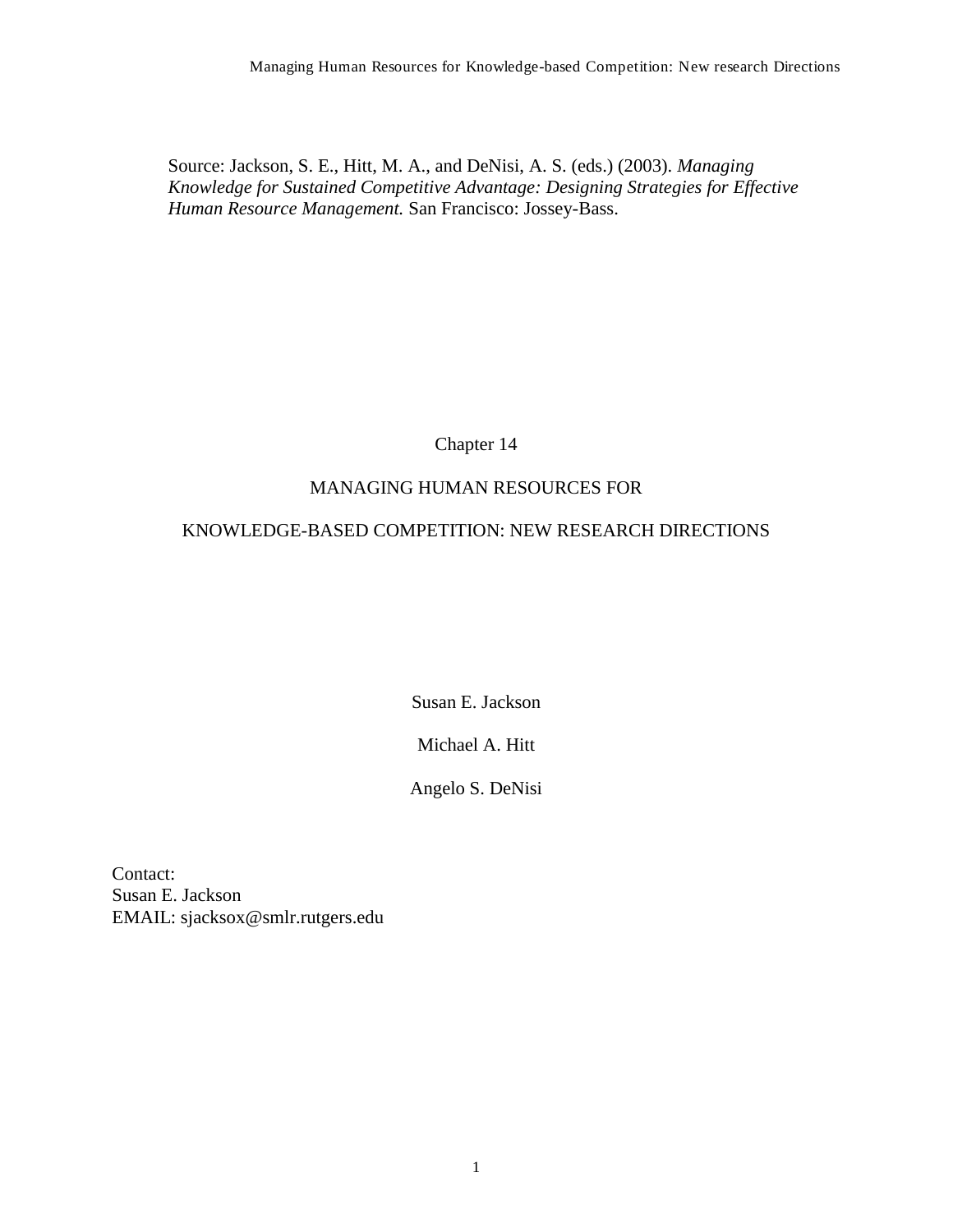Source: Jackson, S. E., Hitt, M. A., and DeNisi, A. S. (eds.) (2003). *Managing Knowledge for Sustained Competitive Advantage: Designing Strategies for Effective Human Resource Management.* San Francisco: Jossey-Bass.

Chapter 14

# MANAGING HUMAN RESOURCES FOR KNOWLEDGE-BASED COMPETITION: NEW RESEARCH DIRECTIONS

Susan E. Jackson

Michael A. Hitt

Angelo S. DeNisi

Contact:
Susan E. Jackson
EMAIL: sjacksox@smlr.rutgers.edu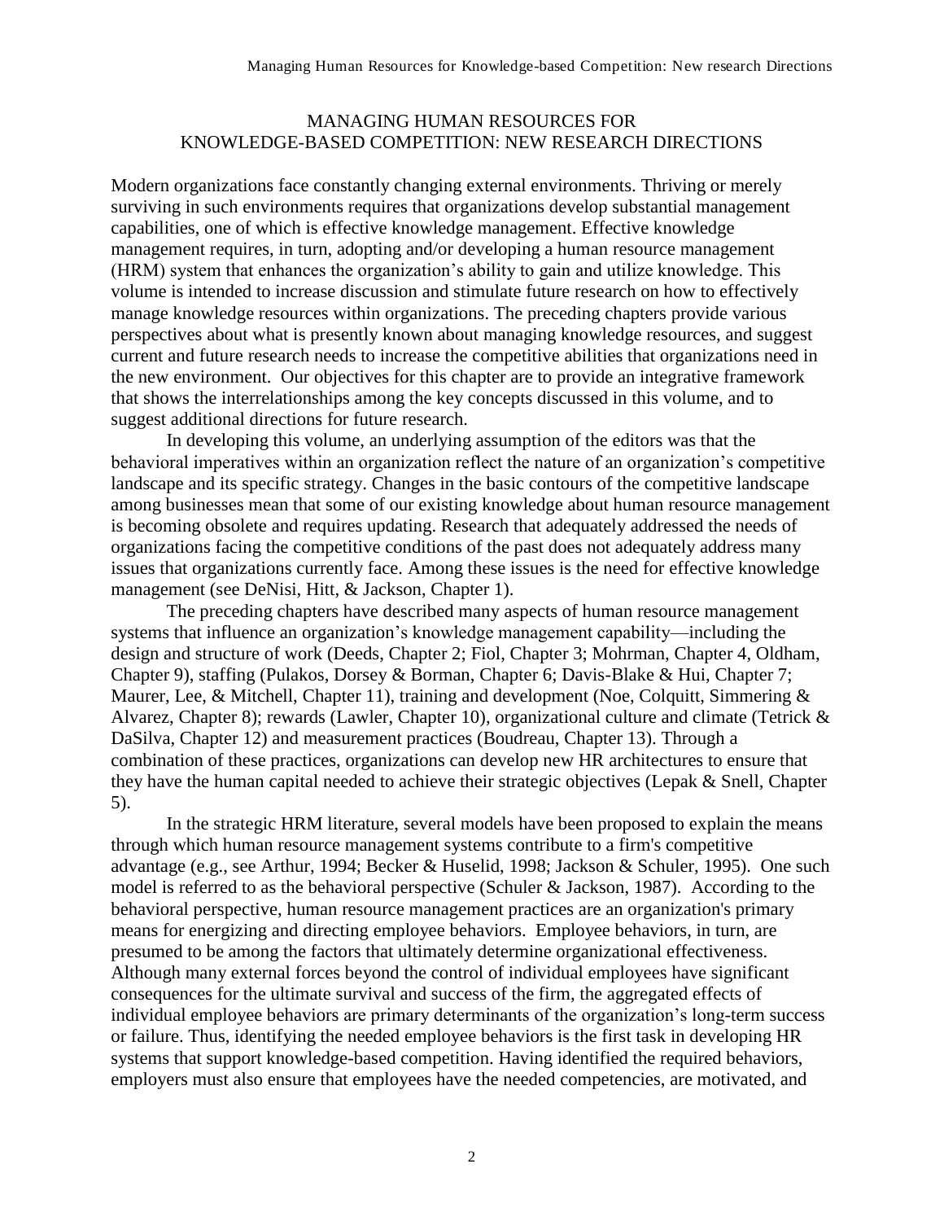# MANAGING HUMAN RESOURCES FOR KNOWLEDGE-BASED COMPETITION: NEW RESEARCH DIRECTIONS

Modern organizations face constantly changing external environments. Thriving or merely surviving in such environments requires that organizations develop substantial management capabilities, one of which is effective knowledge management. Effective knowledge management requires, in turn, adopting and/or developing a human resource management (HRM) system that enhances the organization's ability to gain and utilize knowledge. This volume is intended to increase discussion and stimulate future research on how to effectively manage knowledge resources within organizations. The preceding chapters provide various perspectives about what is presently known about managing knowledge resources, and suggest current and future research needs to increase the competitive abilities that organizations need in the new environment. Our objectives for this chapter are to provide an integrative framework that shows the interrelationships among the key concepts discussed in this volume, and to suggest additional directions for future research.

In developing this volume, an underlying assumption of the editors was that the behavioral imperatives within an organization reflect the nature of an organization's competitive landscape and its specific strategy. Changes in the basic contours of the competitive landscape among businesses mean that some of our existing knowledge about human resource management is becoming obsolete and requires updating. Research that adequately addressed the needs of organizations facing the competitive conditions of the past does not adequately address many issues that organizations currently face. Among these issues is the need for effective knowledge management (see DeNisi, Hitt, & Jackson, Chapter 1).

The preceding chapters have described many aspects of human resource management systems that influence an organization's knowledge management capability—including the design and structure of work (Deeds, Chapter 2; Fiol, Chapter 3; Mohrman, Chapter 4, Oldham, Chapter 9), staffing (Pulakos, Dorsey & Borman, Chapter 6; Davis-Blake & Hui, Chapter 7; Maurer, Lee, & Mitchell, Chapter 11), training and development (Noe, Colquitt, Simmering & Alvarez, Chapter 8); rewards (Lawler, Chapter 10), organizational culture and climate (Tetrick & DaSilva, Chapter 12) and measurement practices (Boudreau, Chapter 13). Through a combination of these practices, organizations can develop new HR architectures to ensure that they have the human capital needed to achieve their strategic objectives (Lepak & Snell, Chapter 5).

In the strategic HRM literature, several models have been proposed to explain the means through which human resource management systems contribute to a firm's competitive advantage (e.g., see Arthur, 1994; Becker & Huselid, 1998; Jackson & Schuler, 1995). One such model is referred to as the behavioral perspective (Schuler & Jackson, 1987). According to the behavioral perspective, human resource management practices are an organization's primary means for energizing and directing employee behaviors. Employee behaviors, in turn, are presumed to be among the factors that ultimately determine organizational effectiveness. Although many external forces beyond the control of individual employees have significant consequences for the ultimate survival and success of the firm, the aggregated effects of individual employee behaviors are primary determinants of the organization's long-term success or failure. Thus, identifying the needed employee behaviors is the first task in developing HR systems that support knowledge-based competition. Having identified the required behaviors, employers must also ensure that employees have the needed competencies, are motivated, and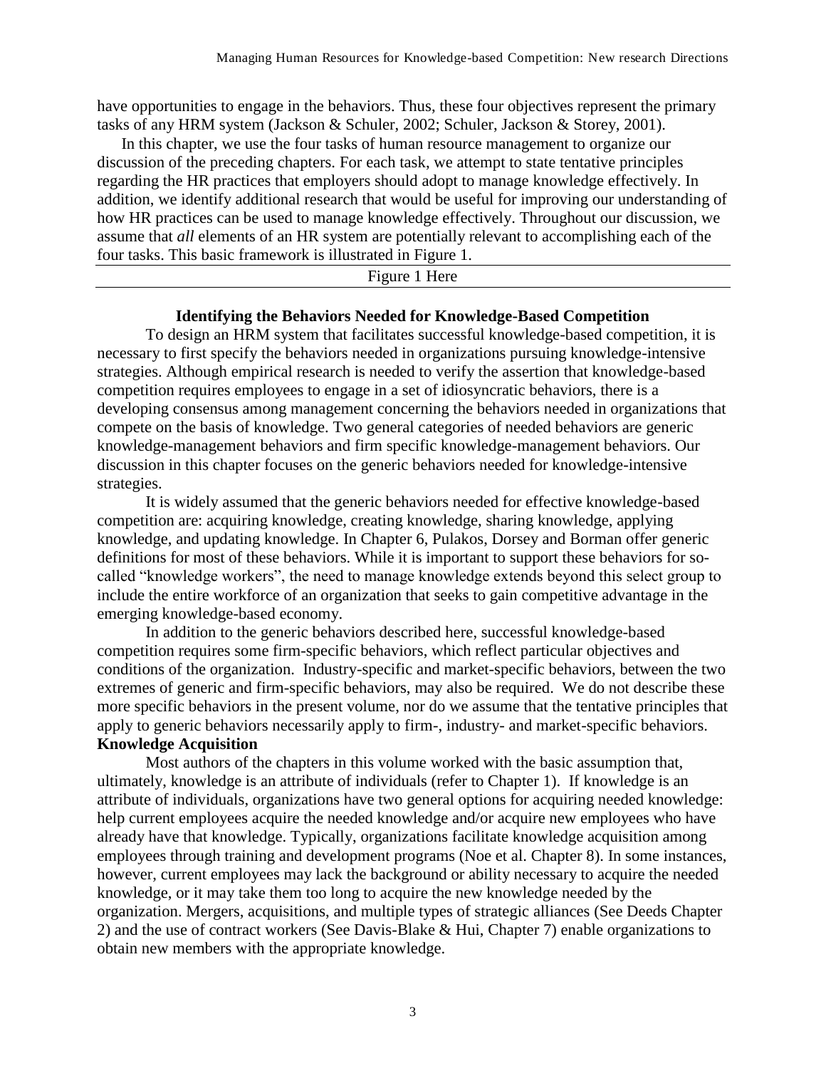have opportunities to engage in the behaviors. Thus, these four objectives represent the primary tasks of any HRM system (Jackson & Schuler, 2002; Schuler, Jackson & Storey, 2001).

In this chapter, we use the four tasks of human resource management to organize our discussion of the preceding chapters. For each task, we attempt to state tentative principles regarding the HR practices that employers should adopt to manage knowledge effectively. In addition, we identify additional research that would be useful for improving our understanding of how HR practices can be used to manage knowledge effectively. Throughout our discussion, we assume that *all* elements of an HR system are potentially relevant to accomplishing each of the four tasks. This basic framework is illustrated in Figure 1.

Figure 1 Here

## Identifying the Behaviors Needed for Knowledge-Based Competition

To design an HRM system that facilitates successful knowledge-based competition, it is necessary to first specify the behaviors needed in organizations pursuing knowledge-intensive strategies. Although empirical research is needed to verify the assertion that knowledge-based competition requires employees to engage in a set of idiosyncratic behaviors, there is a developing consensus among management concerning the behaviors needed in organizations that compete on the basis of knowledge. Two general categories of needed behaviors are generic knowledge-management behaviors and firm specific knowledge-management behaviors. Our discussion in this chapter focuses on the generic behaviors needed for knowledge-intensive strategies.

It is widely assumed that the generic behaviors needed for effective knowledge-based competition are: acquiring knowledge, creating knowledge, sharing knowledge, applying knowledge, and updating knowledge. In Chapter 6, Pulakos, Dorsey and Borman offer generic definitions for most of these behaviors. While it is important to support these behaviors for so-called "knowledge workers", the need to manage knowledge extends beyond this select group to include the entire workforce of an organization that seeks to gain competitive advantage in the emerging knowledge-based economy.

In addition to the generic behaviors described here, successful knowledge-based competition requires some firm-specific behaviors, which reflect particular objectives and conditions of the organization. Industry-specific and market-specific behaviors, between the two extremes of generic and firm-specific behaviors, may also be required. We do not describe these more specific behaviors in the present volume, nor do we assume that the tentative principles that apply to generic behaviors necessarily apply to firm-, industry- and market-specific behaviors.

### Knowledge Acquisition

Most authors of the chapters in this volume worked with the basic assumption that, ultimately, knowledge is an attribute of individuals (refer to Chapter 1). If knowledge is an attribute of individuals, organizations have two general options for acquiring needed knowledge: help current employees acquire the needed knowledge and/or acquire new employees who have already have that knowledge. Typically, organizations facilitate knowledge acquisition among employees through training and development programs (Noe et al. Chapter 8). In some instances, however, current employees may lack the background or ability necessary to acquire the needed knowledge, or it may take them too long to acquire the new knowledge needed by the organization. Mergers, acquisitions, and multiple types of strategic alliances (See Deeds Chapter 2) and the use of contract workers (See Davis-Blake & Hui, Chapter 7) enable organizations to obtain new members with the appropriate knowledge.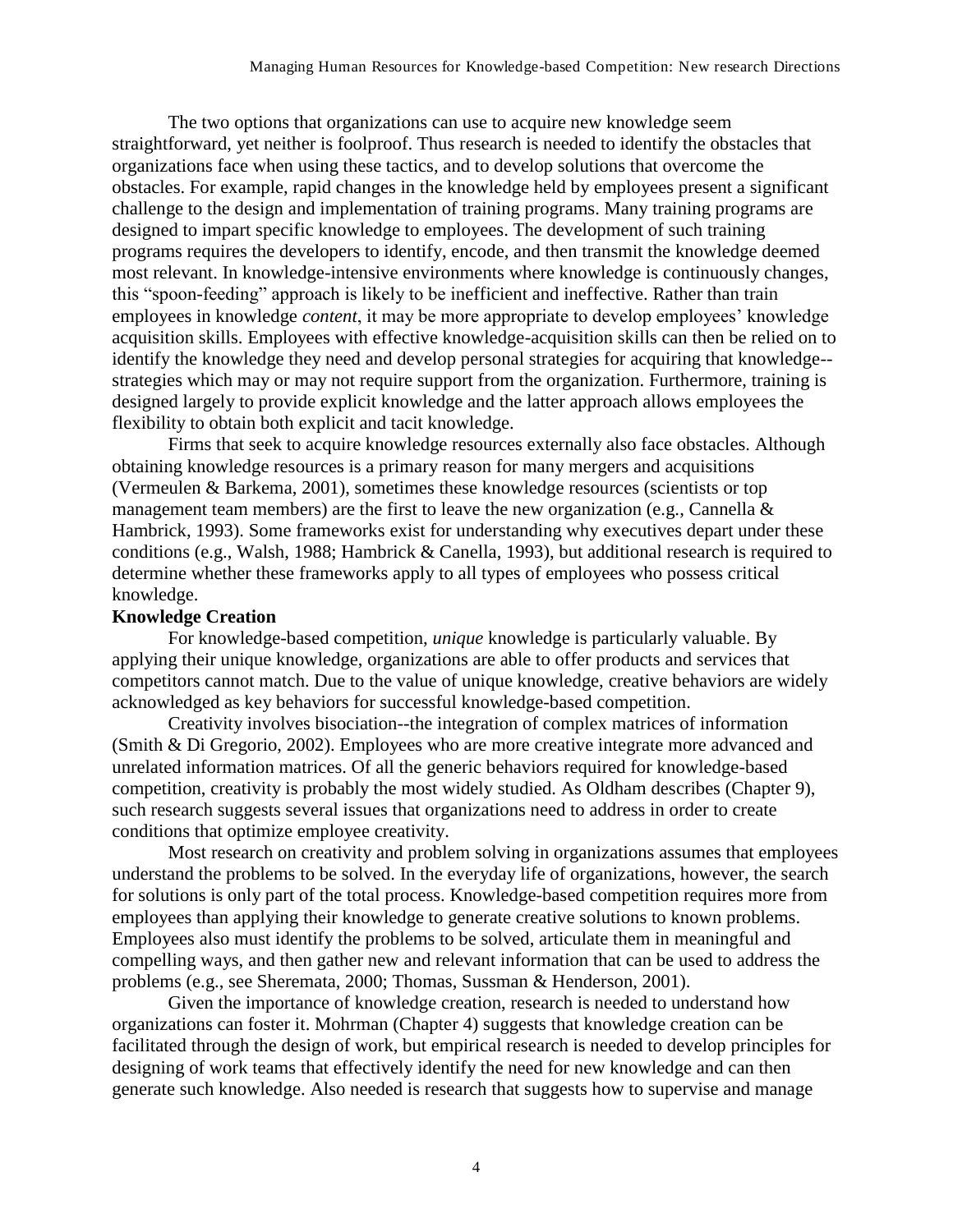The two options that organizations can use to acquire new knowledge seem straightforward, yet neither is foolproof. Thus research is needed to identify the obstacles that organizations face when using these tactics, and to develop solutions that overcome the obstacles. For example, rapid changes in the knowledge held by employees present a significant challenge to the design and implementation of training programs. Many training programs are designed to impart specific knowledge to employees. The development of such training programs requires the developers to identify, encode, and then transmit the knowledge deemed most relevant. In knowledge-intensive environments where knowledge is continuously changes, this "spoon-feeding" approach is likely to be inefficient and ineffective. Rather than train employees in knowledge *content*, it may be more appropriate to develop employees' knowledge acquisition skills. Employees with effective knowledge-acquisition skills can then be relied on to identify the knowledge they need and develop personal strategies for acquiring that knowledge--strategies which may or may not require support from the organization. Furthermore, training is designed largely to provide explicit knowledge and the latter approach allows employees the flexibility to obtain both explicit and tacit knowledge.

Firms that seek to acquire knowledge resources externally also face obstacles. Although obtaining knowledge resources is a primary reason for many mergers and acquisitions (Vermeulen & Barkema, 2001), sometimes these knowledge resources (scientists or top management team members) are the first to leave the new organization (e.g., Cannella & Hambrick, 1993). Some frameworks exist for understanding why executives depart under these conditions (e.g., Walsh, 1988; Hambrick & Canella, 1993), but additional research is required to determine whether these frameworks apply to all types of employees who possess critical knowledge.

**Knowledge Creation**

For knowledge-based competition, *unique* knowledge is particularly valuable. By applying their unique knowledge, organizations are able to offer products and services that competitors cannot match. Due to the value of unique knowledge, creative behaviors are widely acknowledged as key behaviors for successful knowledge-based competition.

Creativity involves bisociation--the integration of complex matrices of information (Smith & Di Gregorio, 2002). Employees who are more creative integrate more advanced and unrelated information matrices. Of all the generic behaviors required for knowledge-based competition, creativity is probably the most widely studied. As Oldham describes (Chapter 9), such research suggests several issues that organizations need to address in order to create conditions that optimize employee creativity.

Most research on creativity and problem solving in organizations assumes that employees understand the problems to be solved. In the everyday life of organizations, however, the search for solutions is only part of the total process. Knowledge-based competition requires more from employees than applying their knowledge to generate creative solutions to known problems. Employees also must identify the problems to be solved, articulate them in meaningful and compelling ways, and then gather new and relevant information that can be used to address the problems (e.g., see Sheremata, 2000; Thomas, Sussman & Henderson, 2001).

Given the importance of knowledge creation, research is needed to understand how organizations can foster it. Mohrman (Chapter 4) suggests that knowledge creation can be facilitated through the design of work, but empirical research is needed to develop principles for designing of work teams that effectively identify the need for new knowledge and can then generate such knowledge. Also needed is research that suggests how to supervise and manage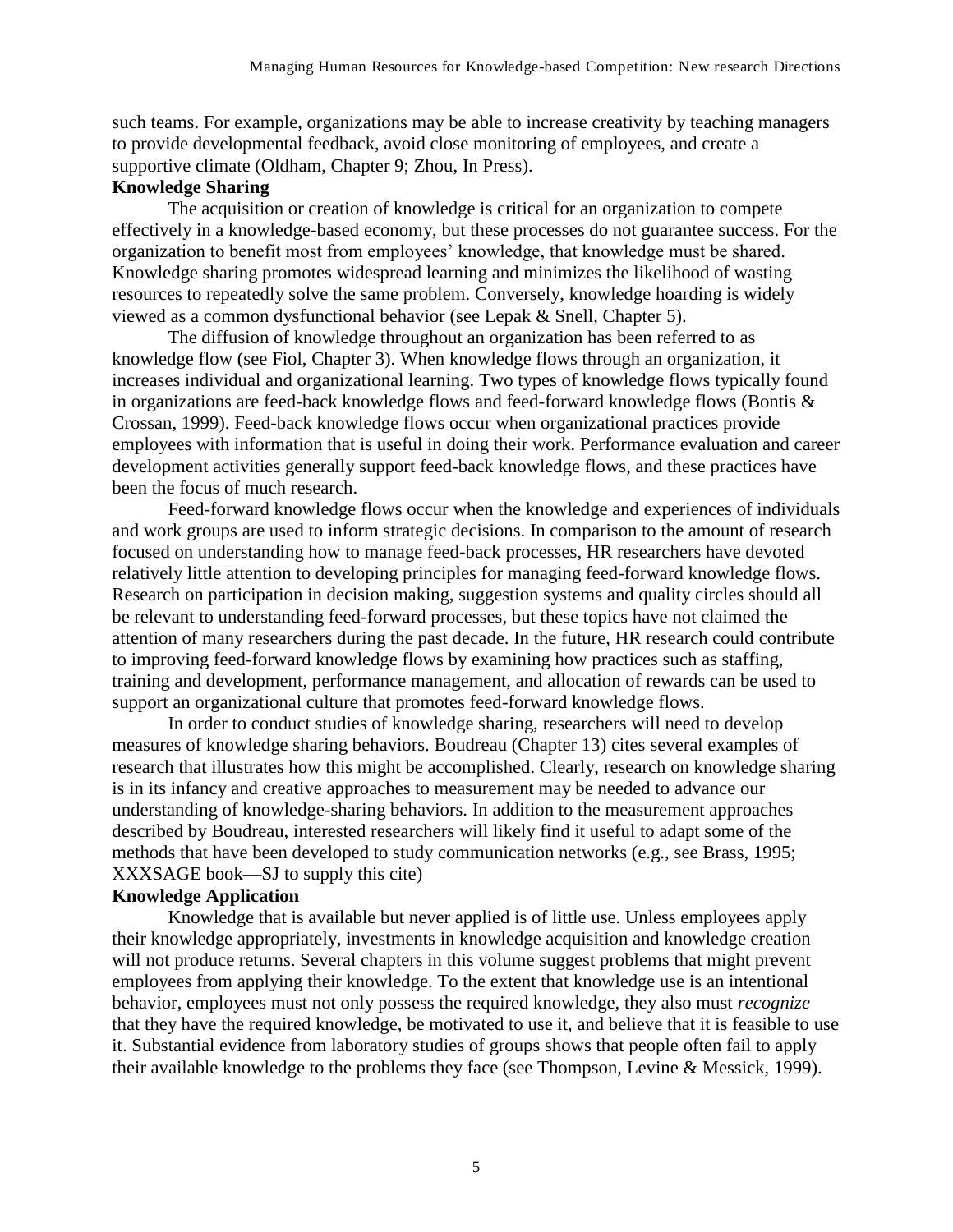such teams. For example, organizations may be able to increase creativity by teaching managers to provide developmental feedback, avoid close monitoring of employees, and create a supportive climate (Oldham, Chapter 9; Zhou, In Press).

**Knowledge Sharing**

The acquisition or creation of knowledge is critical for an organization to compete effectively in a knowledge-based economy, but these processes do not guarantee success. For the organization to benefit most from employees' knowledge, that knowledge must be shared. Knowledge sharing promotes widespread learning and minimizes the likelihood of wasting resources to repeatedly solve the same problem. Conversely, knowledge hoarding is widely viewed as a common dysfunctional behavior (see Lepak & Snell, Chapter 5).

The diffusion of knowledge throughout an organization has been referred to as knowledge flow (see Fiol, Chapter 3). When knowledge flows through an organization, it increases individual and organizational learning. Two types of knowledge flows typically found in organizations are feed-back knowledge flows and feed-forward knowledge flows (Bontis & Crossan, 1999). Feed-back knowledge flows occur when organizational practices provide employees with information that is useful in doing their work. Performance evaluation and career development activities generally support feed-back knowledge flows, and these practices have been the focus of much research.

Feed-forward knowledge flows occur when the knowledge and experiences of individuals and work groups are used to inform strategic decisions. In comparison to the amount of research focused on understanding how to manage feed-back processes, HR researchers have devoted relatively little attention to developing principles for managing feed-forward knowledge flows. Research on participation in decision making, suggestion systems and quality circles should all be relevant to understanding feed-forward processes, but these topics have not claimed the attention of many researchers during the past decade. In the future, HR research could contribute to improving feed-forward knowledge flows by examining how practices such as staffing, training and development, performance management, and allocation of rewards can be used to support an organizational culture that promotes feed-forward knowledge flows.

In order to conduct studies of knowledge sharing, researchers will need to develop measures of knowledge sharing behaviors. Boudreau (Chapter 13) cites several examples of research that illustrates how this might be accomplished. Clearly, research on knowledge sharing is in its infancy and creative approaches to measurement may be needed to advance our understanding of knowledge-sharing behaviors. In addition to the measurement approaches described by Boudreau, interested researchers will likely find it useful to adapt some of the methods that have been developed to study communication networks (e.g., see Brass, 1995; XXXSAGE book—SJ to supply this cite)

**Knowledge Application**

Knowledge that is available but never applied is of little use. Unless employees apply their knowledge appropriately, investments in knowledge acquisition and knowledge creation will not produce returns. Several chapters in this volume suggest problems that might prevent employees from applying their knowledge. To the extent that knowledge use is an intentional behavior, employees must not only possess the required knowledge, they also must *recognize* that they have the required knowledge, be motivated to use it, and believe that it is feasible to use it. Substantial evidence from laboratory studies of groups shows that people often fail to apply their available knowledge to the problems they face (see Thompson, Levine & Messick, 1999).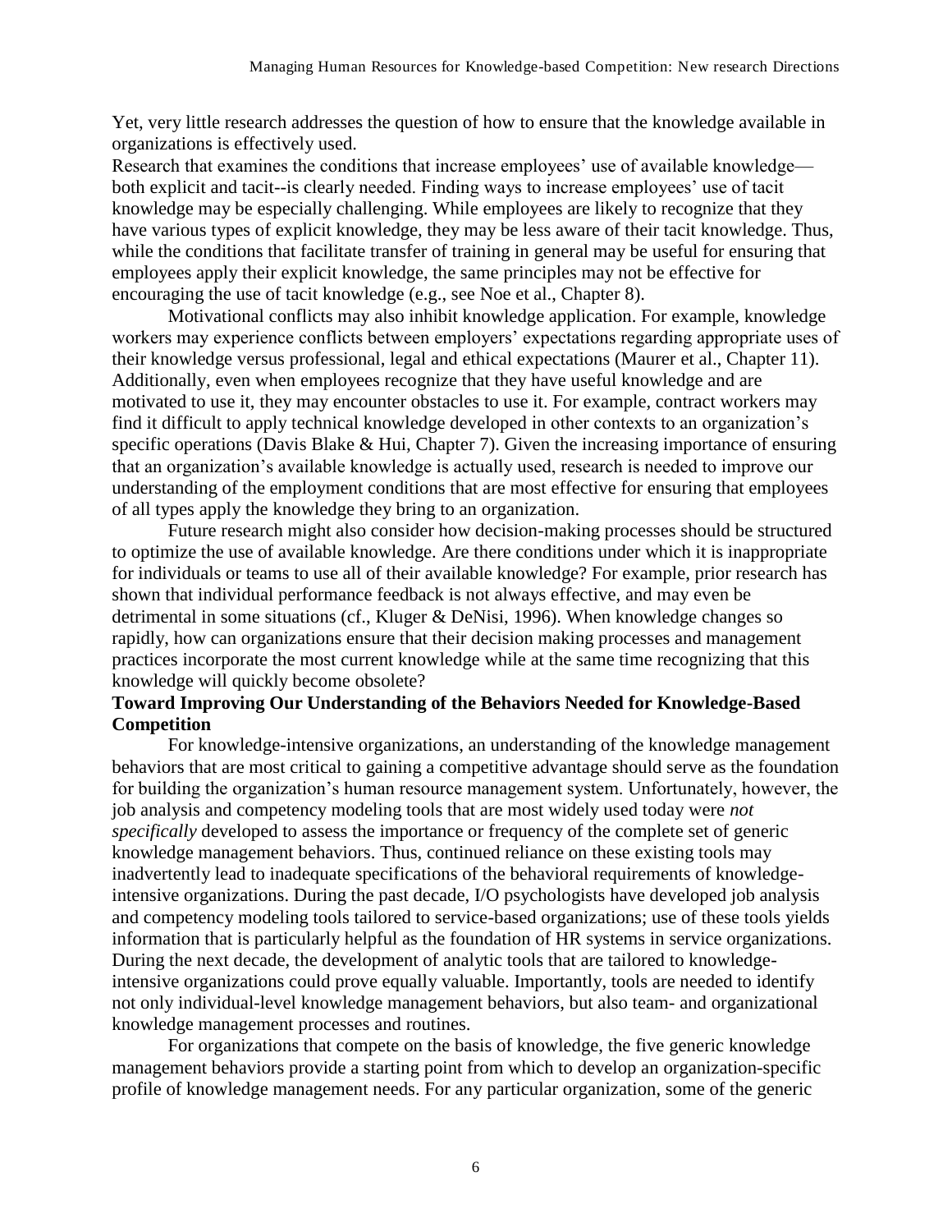Yet, very little research addresses the question of how to ensure that the knowledge available in organizations is effectively used.

Research that examines the conditions that increase employees' use of available knowledge—both explicit and tacit--is clearly needed. Finding ways to increase employees' use of tacit knowledge may be especially challenging. While employees are likely to recognize that they have various types of explicit knowledge, they may be less aware of their tacit knowledge. Thus, while the conditions that facilitate transfer of training in general may be useful for ensuring that employees apply their explicit knowledge, the same principles may not be effective for encouraging the use of tacit knowledge (e.g., see Noe et al., Chapter 8).

Motivational conflicts may also inhibit knowledge application. For example, knowledge workers may experience conflicts between employers' expectations regarding appropriate uses of their knowledge versus professional, legal and ethical expectations (Maurer et al., Chapter 11). Additionally, even when employees recognize that they have useful knowledge and are motivated to use it, they may encounter obstacles to use it. For example, contract workers may find it difficult to apply technical knowledge developed in other contexts to an organization's specific operations (Davis Blake & Hui, Chapter 7). Given the increasing importance of ensuring that an organization's available knowledge is actually used, research is needed to improve our understanding of the employment conditions that are most effective for ensuring that employees of all types apply the knowledge they bring to an organization.

Future research might also consider how decision-making processes should be structured to optimize the use of available knowledge. Are there conditions under which it is inappropriate for individuals or teams to use all of their available knowledge? For example, prior research has shown that individual performance feedback is not always effective, and may even be detrimental in some situations (cf., Kluger & DeNisi, 1996). When knowledge changes so rapidly, how can organizations ensure that their decision making processes and management practices incorporate the most current knowledge while at the same time recognizing that this knowledge will quickly become obsolete?

**Toward Improving Our Understanding of the Behaviors Needed for Knowledge-Based Competition**

For knowledge-intensive organizations, an understanding of the knowledge management behaviors that are most critical to gaining a competitive advantage should serve as the foundation for building the organization's human resource management system. Unfortunately, however, the job analysis and competency modeling tools that are most widely used today were *not specifically* developed to assess the importance or frequency of the complete set of generic knowledge management behaviors. Thus, continued reliance on these existing tools may inadvertently lead to inadequate specifications of the behavioral requirements of knowledge-intensive organizations. During the past decade, I/O psychologists have developed job analysis and competency modeling tools tailored to service-based organizations; use of these tools yields information that is particularly helpful as the foundation of HR systems in service organizations. During the next decade, the development of analytic tools that are tailored to knowledge-intensive organizations could prove equally valuable. Importantly, tools are needed to identify not only individual-level knowledge management behaviors, but also team- and organizational knowledge management processes and routines.

For organizations that compete on the basis of knowledge, the five generic knowledge management behaviors provide a starting point from which to develop an organization-specific profile of knowledge management needs. For any particular organization, some of the generic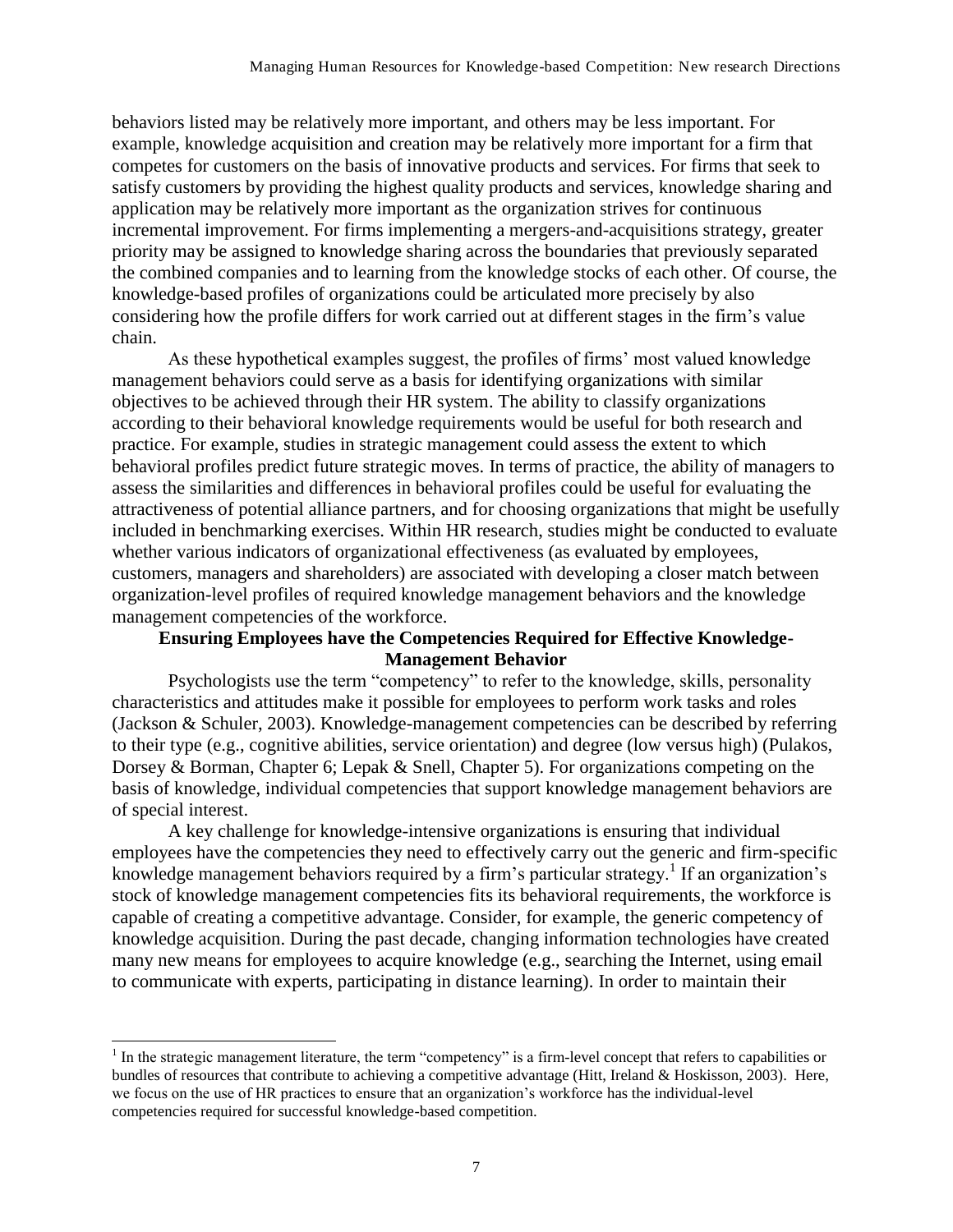behaviors listed may be relatively more important, and others may be less important. For example, knowledge acquisition and creation may be relatively more important for a firm that competes for customers on the basis of innovative products and services. For firms that seek to satisfy customers by providing the highest quality products and services, knowledge sharing and application may be relatively more important as the organization strives for continuous incremental improvement. For firms implementing a mergers-and-acquisitions strategy, greater priority may be assigned to knowledge sharing across the boundaries that previously separated the combined companies and to learning from the knowledge stocks of each other. Of course, the knowledge-based profiles of organizations could be articulated more precisely by also considering how the profile differs for work carried out at different stages in the firm's value chain.

As these hypothetical examples suggest, the profiles of firms' most valued knowledge management behaviors could serve as a basis for identifying organizations with similar objectives to be achieved through their HR system. The ability to classify organizations according to their behavioral knowledge requirements would be useful for both research and practice. For example, studies in strategic management could assess the extent to which behavioral profiles predict future strategic moves. In terms of practice, the ability of managers to assess the similarities and differences in behavioral profiles could be useful for evaluating the attractiveness of potential alliance partners, and for choosing organizations that might be usefully included in benchmarking exercises. Within HR research, studies might be conducted to evaluate whether various indicators of organizational effectiveness (as evaluated by employees, customers, managers and shareholders) are associated with developing a closer match between organization-level profiles of required knowledge management behaviors and the knowledge management competencies of the workforce.

## Ensuring Employees have the Competencies Required for Effective Knowledge-Management Behavior

Psychologists use the term "competency" to refer to the knowledge, skills, personality characteristics and attitudes make it possible for employees to perform work tasks and roles (Jackson & Schuler, 2003). Knowledge-management competencies can be described by referring to their type (e.g., cognitive abilities, service orientation) and degree (low versus high) (Pulakos, Dorsey & Borman, Chapter 6; Lepak & Snell, Chapter 5). For organizations competing on the basis of knowledge, individual competencies that support knowledge management behaviors are of special interest.

A key challenge for knowledge-intensive organizations is ensuring that individual employees have the competencies they need to effectively carry out the generic and firm-specific knowledge management behaviors required by a firm's particular strategy.[1] If an organization's stock of knowledge management competencies fits its behavioral requirements, the workforce is capable of creating a competitive advantage. Consider, for example, the generic competency of knowledge acquisition. During the past decade, changing information technologies have created many new means for employees to acquire knowledge (e.g., searching the Internet, using email to communicate with experts, participating in distance learning). In order to maintain their

[1] In the strategic management literature, the term "competency" is a firm-level concept that refers to capabilities or bundles of resources that contribute to achieving a competitive advantage (Hitt, Ireland & Hoskisson, 2003). Here, we focus on the use of HR practices to ensure that an organization's workforce has the individual-level competencies required for successful knowledge-based competition.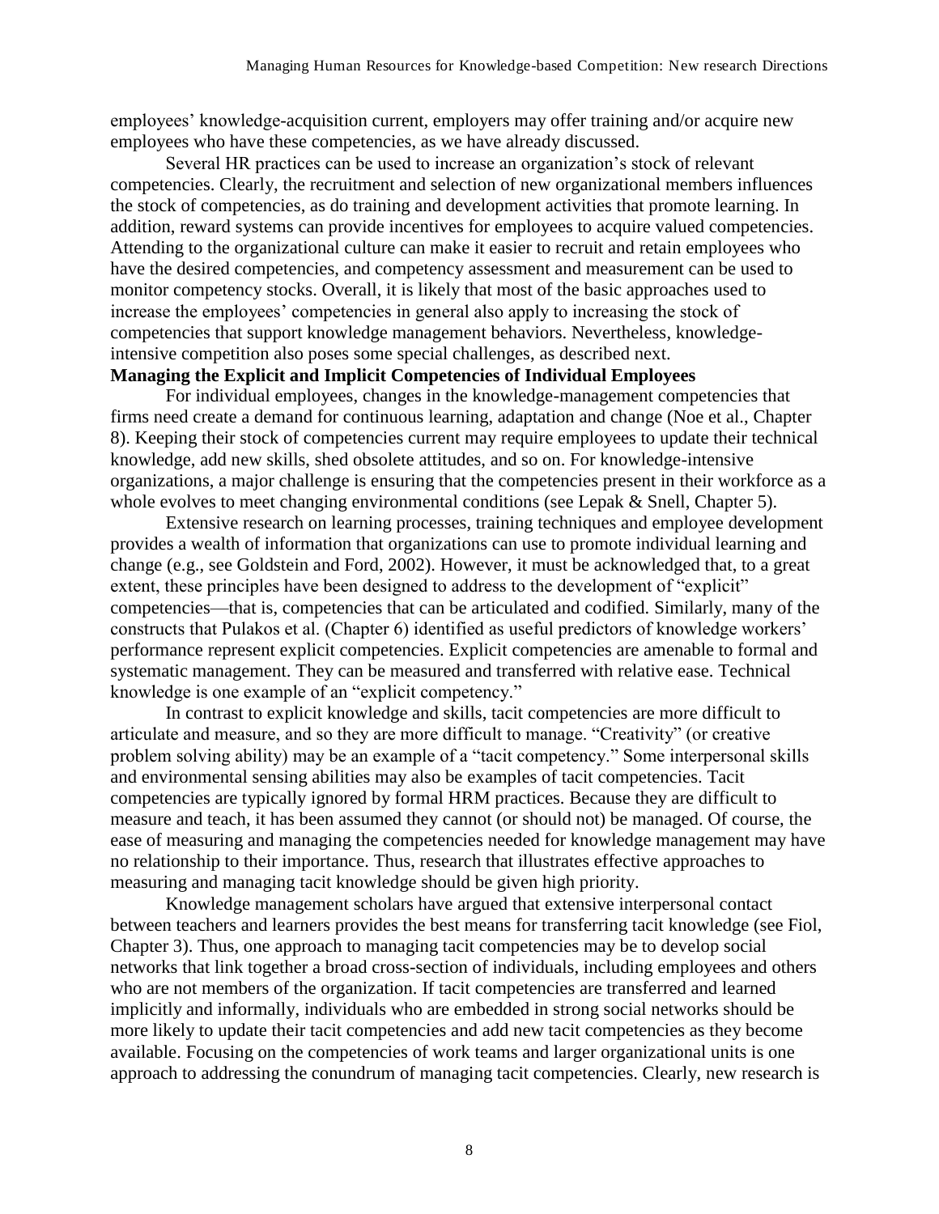employees' knowledge-acquisition current, employers may offer training and/or acquire new employees who have these competencies, as we have already discussed.

Several HR practices can be used to increase an organization's stock of relevant competencies. Clearly, the recruitment and selection of new organizational members influences the stock of competencies, as do training and development activities that promote learning. In addition, reward systems can provide incentives for employees to acquire valued competencies. Attending to the organizational culture can make it easier to recruit and retain employees who have the desired competencies, and competency assessment and measurement can be used to monitor competency stocks. Overall, it is likely that most of the basic approaches used to increase the employees' competencies in general also apply to increasing the stock of competencies that support knowledge management behaviors. Nevertheless, knowledge-intensive competition also poses some special challenges, as described next.

**Managing the Explicit and Implicit Competencies of Individual Employees**

For individual employees, changes in the knowledge-management competencies that firms need create a demand for continuous learning, adaptation and change (Noe et al., Chapter 8). Keeping their stock of competencies current may require employees to update their technical knowledge, add new skills, shed obsolete attitudes, and so on. For knowledge-intensive organizations, a major challenge is ensuring that the competencies present in their workforce as a whole evolves to meet changing environmental conditions (see Lepak & Snell, Chapter 5).

Extensive research on learning processes, training techniques and employee development provides a wealth of information that organizations can use to promote individual learning and change (e.g., see Goldstein and Ford, 2002). However, it must be acknowledged that, to a great extent, these principles have been designed to address to the development of "explicit" competencies—that is, competencies that can be articulated and codified. Similarly, many of the constructs that Pulakos et al. (Chapter 6) identified as useful predictors of knowledge workers' performance represent explicit competencies. Explicit competencies are amenable to formal and systematic management. They can be measured and transferred with relative ease. Technical knowledge is one example of an "explicit competency."

In contrast to explicit knowledge and skills, tacit competencies are more difficult to articulate and measure, and so they are more difficult to manage. "Creativity" (or creative problem solving ability) may be an example of a "tacit competency." Some interpersonal skills and environmental sensing abilities may also be examples of tacit competencies. Tacit competencies are typically ignored by formal HRM practices. Because they are difficult to measure and teach, it has been assumed they cannot (or should not) be managed. Of course, the ease of measuring and managing the competencies needed for knowledge management may have no relationship to their importance. Thus, research that illustrates effective approaches to measuring and managing tacit knowledge should be given high priority.

Knowledge management scholars have argued that extensive interpersonal contact between teachers and learners provides the best means for transferring tacit knowledge (see Fiol, Chapter 3). Thus, one approach to managing tacit competencies may be to develop social networks that link together a broad cross-section of individuals, including employees and others who are not members of the organization. If tacit competencies are transferred and learned implicitly and informally, individuals who are embedded in strong social networks should be more likely to update their tacit competencies and add new tacit competencies as they become available. Focusing on the competencies of work teams and larger organizational units is one approach to addressing the conundrum of managing tacit competencies. Clearly, new research is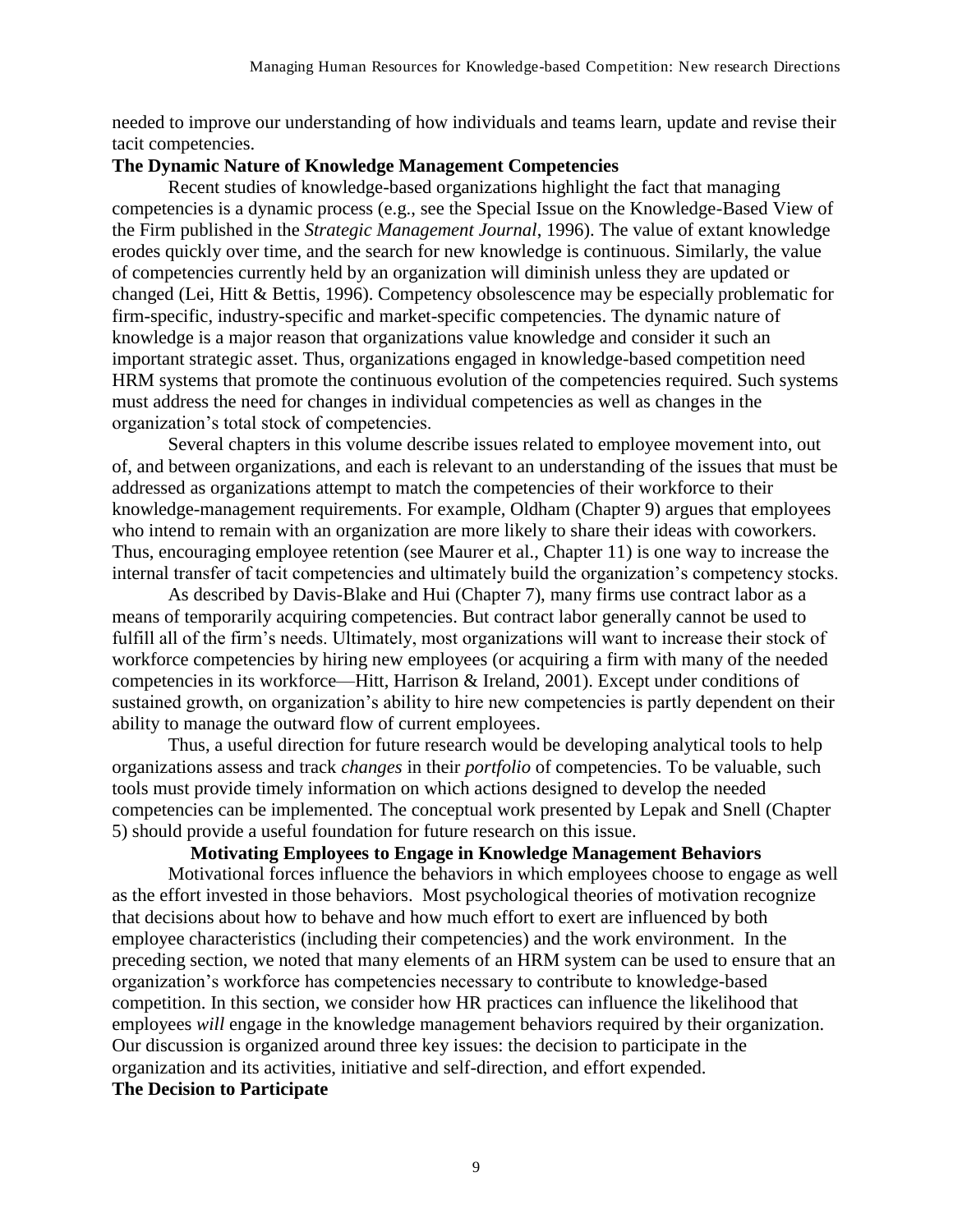needed to improve our understanding of how individuals and teams learn, update and revise their tacit competencies.

**The Dynamic Nature of Knowledge Management Competencies**

Recent studies of knowledge-based organizations highlight the fact that managing competencies is a dynamic process (e.g., see the Special Issue on the Knowledge-Based View of the Firm published in the *Strategic Management Journal*, 1996). The value of extant knowledge erodes quickly over time, and the search for new knowledge is continuous. Similarly, the value of competencies currently held by an organization will diminish unless they are updated or changed (Lei, Hitt & Bettis, 1996). Competency obsolescence may be especially problematic for firm-specific, industry-specific and market-specific competencies. The dynamic nature of knowledge is a major reason that organizations value knowledge and consider it such an important strategic asset. Thus, organizations engaged in knowledge-based competition need HRM systems that promote the continuous evolution of the competencies required. Such systems must address the need for changes in individual competencies as well as changes in the organization's total stock of competencies.

Several chapters in this volume describe issues related to employee movement into, out of, and between organizations, and each is relevant to an understanding of the issues that must be addressed as organizations attempt to match the competencies of their workforce to their knowledge-management requirements. For example, Oldham (Chapter 9) argues that employees who intend to remain with an organization are more likely to share their ideas with coworkers. Thus, encouraging employee retention (see Maurer et al., Chapter 11) is one way to increase the internal transfer of tacit competencies and ultimately build the organization's competency stocks.

As described by Davis-Blake and Hui (Chapter 7), many firms use contract labor as a means of temporarily acquiring competencies. But contract labor generally cannot be used to fulfill all of the firm's needs. Ultimately, most organizations will want to increase their stock of workforce competencies by hiring new employees (or acquiring a firm with many of the needed competencies in its workforce—Hitt, Harrison & Ireland, 2001). Except under conditions of sustained growth, on organization's ability to hire new competencies is partly dependent on their ability to manage the outward flow of current employees.

Thus, a useful direction for future research would be developing analytical tools to help organizations assess and track *changes* in their *portfolio* of competencies. To be valuable, such tools must provide timely information on which actions designed to develop the needed competencies can be implemented. The conceptual work presented by Lepak and Snell (Chapter 5) should provide a useful foundation for future research on this issue.

## Motivating Employees to Engage in Knowledge Management Behaviors

Motivational forces influence the behaviors in which employees choose to engage as well as the effort invested in those behaviors. Most psychological theories of motivation recognize that decisions about how to behave and how much effort to exert are influenced by both employee characteristics (including their competencies) and the work environment. In the preceding section, we noted that many elements of an HRM system can be used to ensure that an organization's workforce has competencies necessary to contribute to knowledge-based competition. In this section, we consider how HR practices can influence the likelihood that employees *will* engage in the knowledge management behaviors required by their organization. Our discussion is organized around three key issues: the decision to participate in the organization and its activities, initiative and self-direction, and effort expended.

**The Decision to Participate**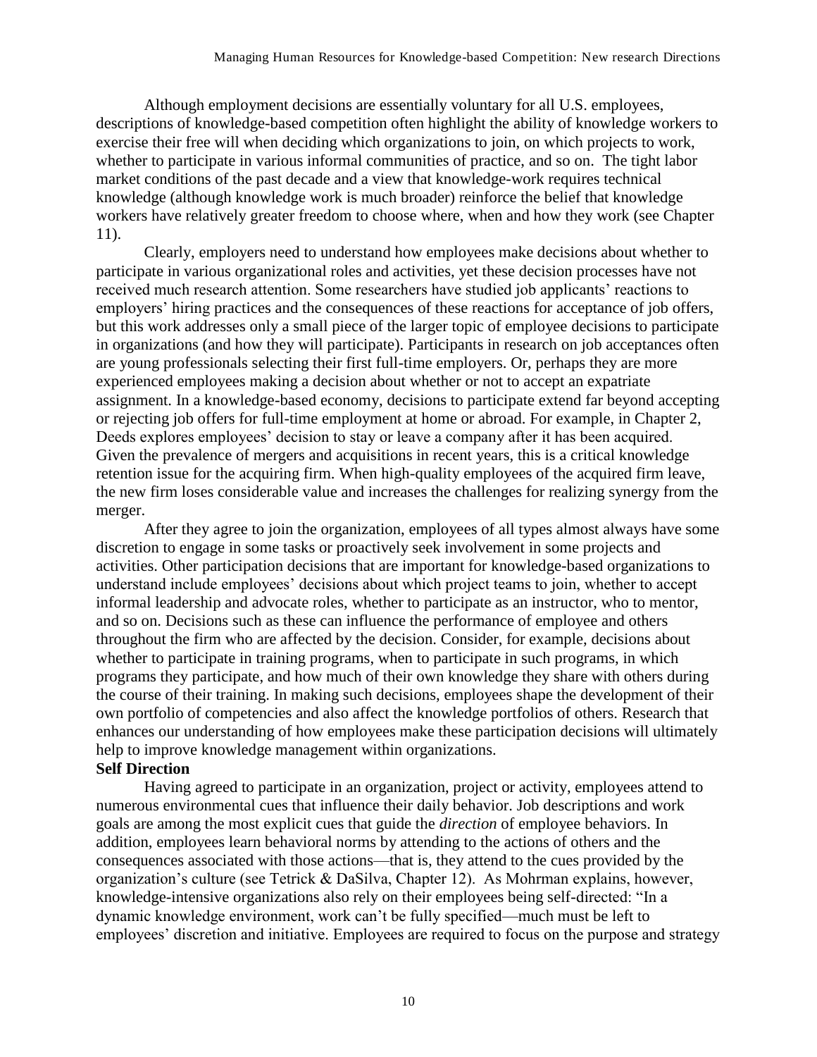Although employment decisions are essentially voluntary for all U.S. employees, descriptions of knowledge-based competition often highlight the ability of knowledge workers to exercise their free will when deciding which organizations to join, on which projects to work, whether to participate in various informal communities of practice, and so on. The tight labor market conditions of the past decade and a view that knowledge-work requires technical knowledge (although knowledge work is much broader) reinforce the belief that knowledge workers have relatively greater freedom to choose where, when and how they work (see Chapter 11).

Clearly, employers need to understand how employees make decisions about whether to participate in various organizational roles and activities, yet these decision processes have not received much research attention. Some researchers have studied job applicants' reactions to employers' hiring practices and the consequences of these reactions for acceptance of job offers, but this work addresses only a small piece of the larger topic of employee decisions to participate in organizations (and how they will participate). Participants in research on job acceptances often are young professionals selecting their first full-time employers. Or, perhaps they are more experienced employees making a decision about whether or not to accept an expatriate assignment. In a knowledge-based economy, decisions to participate extend far beyond accepting or rejecting job offers for full-time employment at home or abroad. For example, in Chapter 2, Deeds explores employees' decision to stay or leave a company after it has been acquired. Given the prevalence of mergers and acquisitions in recent years, this is a critical knowledge retention issue for the acquiring firm. When high-quality employees of the acquired firm leave, the new firm loses considerable value and increases the challenges for realizing synergy from the merger.

After they agree to join the organization, employees of all types almost always have some discretion to engage in some tasks or proactively seek involvement in some projects and activities. Other participation decisions that are important for knowledge-based organizations to understand include employees' decisions about which project teams to join, whether to accept informal leadership and advocate roles, whether to participate as an instructor, who to mentor, and so on. Decisions such as these can influence the performance of employee and others throughout the firm who are affected by the decision. Consider, for example, decisions about whether to participate in training programs, when to participate in such programs, in which programs they participate, and how much of their own knowledge they share with others during the course of their training. In making such decisions, employees shape the development of their own portfolio of competencies and also affect the knowledge portfolios of others. Research that enhances our understanding of how employees make these participation decisions will ultimately help to improve knowledge management within organizations.

**Self Direction**

Having agreed to participate in an organization, project or activity, employees attend to numerous environmental cues that influence their daily behavior. Job descriptions and work goals are among the most explicit cues that guide the *direction* of employee behaviors. In addition, employees learn behavioral norms by attending to the actions of others and the consequences associated with those actions—that is, they attend to the cues provided by the organization's culture (see Tetrick & DaSilva, Chapter 12). As Mohrman explains, however, knowledge-intensive organizations also rely on their employees being self-directed: "In a dynamic knowledge environment, work can't be fully specified—much must be left to employees' discretion and initiative. Employees are required to focus on the purpose and strategy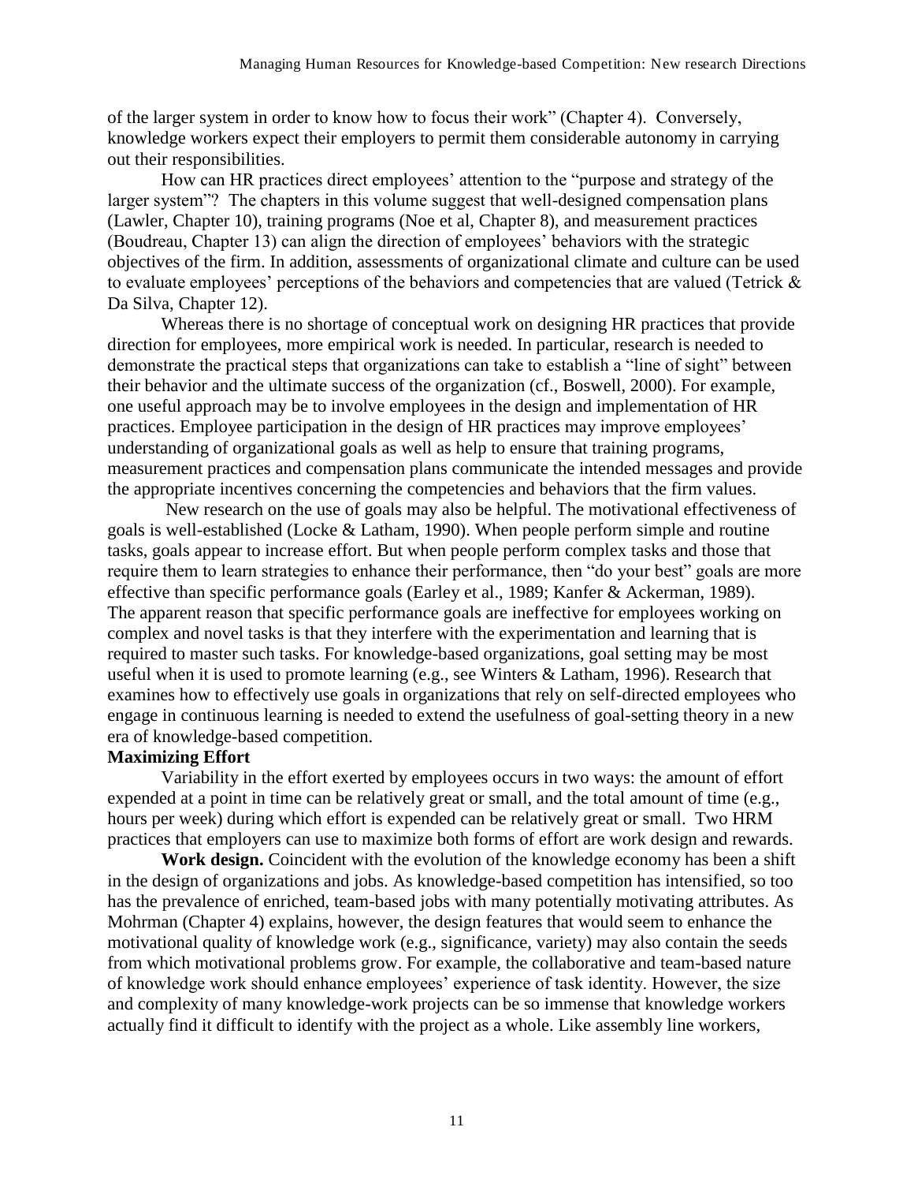of the larger system in order to know how to focus their work" (Chapter 4). Conversely, knowledge workers expect their employers to permit them considerable autonomy in carrying out their responsibilities.

How can HR practices direct employees' attention to the "purpose and strategy of the larger system"? The chapters in this volume suggest that well-designed compensation plans (Lawler, Chapter 10), training programs (Noe et al, Chapter 8), and measurement practices (Boudreau, Chapter 13) can align the direction of employees' behaviors with the strategic objectives of the firm. In addition, assessments of organizational climate and culture can be used to evaluate employees' perceptions of the behaviors and competencies that are valued (Tetrick & Da Silva, Chapter 12).

Whereas there is no shortage of conceptual work on designing HR practices that provide direction for employees, more empirical work is needed. In particular, research is needed to demonstrate the practical steps that organizations can take to establish a "line of sight" between their behavior and the ultimate success of the organization (cf., Boswell, 2000). For example, one useful approach may be to involve employees in the design and implementation of HR practices. Employee participation in the design of HR practices may improve employees' understanding of organizational goals as well as help to ensure that training programs, measurement practices and compensation plans communicate the intended messages and provide the appropriate incentives concerning the competencies and behaviors that the firm values.

New research on the use of goals may also be helpful. The motivational effectiveness of goals is well-established (Locke & Latham, 1990). When people perform simple and routine tasks, goals appear to increase effort. But when people perform complex tasks and those that require them to learn strategies to enhance their performance, then "do your best" goals are more effective than specific performance goals (Earley et al., 1989; Kanfer & Ackerman, 1989). The apparent reason that specific performance goals are ineffective for employees working on complex and novel tasks is that they interfere with the experimentation and learning that is required to master such tasks. For knowledge-based organizations, goal setting may be most useful when it is used to promote learning (e.g., see Winters & Latham, 1996). Research that examines how to effectively use goals in organizations that rely on self-directed employees who engage in continuous learning is needed to extend the usefulness of goal-setting theory in a new era of knowledge-based competition.

**Maximizing Effort**

Variability in the effort exerted by employees occurs in two ways: the amount of effort expended at a point in time can be relatively great or small, and the total amount of time (e.g., hours per week) during which effort is expended can be relatively great or small. Two HRM practices that employers can use to maximize both forms of effort are work design and rewards.

**Work design.** Coincident with the evolution of the knowledge economy has been a shift in the design of organizations and jobs. As knowledge-based competition has intensified, so too has the prevalence of enriched, team-based jobs with many potentially motivating attributes. As Mohrman (Chapter 4) explains, however, the design features that would seem to enhance the motivational quality of knowledge work (e.g., significance, variety) may also contain the seeds from which motivational problems grow. For example, the collaborative and team-based nature of knowledge work should enhance employees' experience of task identity. However, the size and complexity of many knowledge-work projects can be so immense that knowledge workers actually find it difficult to identify with the project as a whole. Like assembly line workers,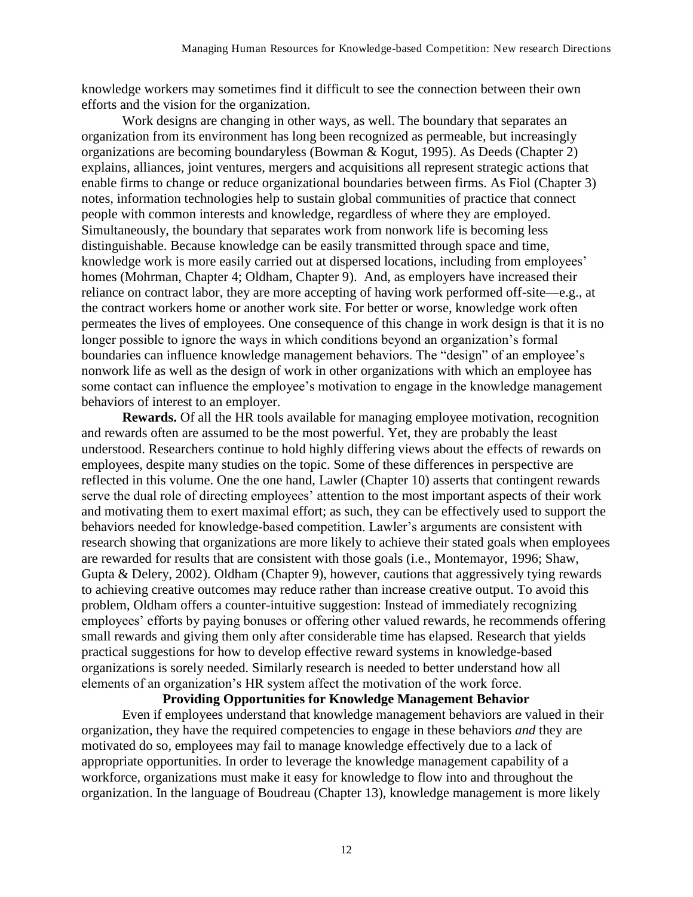knowledge workers may sometimes find it difficult to see the connection between their own efforts and the vision for the organization.

Work designs are changing in other ways, as well. The boundary that separates an organization from its environment has long been recognized as permeable, but increasingly organizations are becoming boundaryless (Bowman & Kogut, 1995). As Deeds (Chapter 2) explains, alliances, joint ventures, mergers and acquisitions all represent strategic actions that enable firms to change or reduce organizational boundaries between firms. As Fiol (Chapter 3) notes, information technologies help to sustain global communities of practice that connect people with common interests and knowledge, regardless of where they are employed. Simultaneously, the boundary that separates work from nonwork life is becoming less distinguishable. Because knowledge can be easily transmitted through space and time, knowledge work is more easily carried out at dispersed locations, including from employees' homes (Mohrman, Chapter 4; Oldham, Chapter 9). And, as employers have increased their reliance on contract labor, they are more accepting of having work performed off-site—e.g., at the contract workers home or another work site. For better or worse, knowledge work often permeates the lives of employees. One consequence of this change in work design is that it is no longer possible to ignore the ways in which conditions beyond an organization's formal boundaries can influence knowledge management behaviors. The "design" of an employee's nonwork life as well as the design of work in other organizations with which an employee has some contact can influence the employee's motivation to engage in the knowledge management behaviors of interest to an employer.

**Rewards.** Of all the HR tools available for managing employee motivation, recognition and rewards often are assumed to be the most powerful. Yet, they are probably the least understood. Researchers continue to hold highly differing views about the effects of rewards on employees, despite many studies on the topic. Some of these differences in perspective are reflected in this volume. One the one hand, Lawler (Chapter 10) asserts that contingent rewards serve the dual role of directing employees' attention to the most important aspects of their work and motivating them to exert maximal effort; as such, they can be effectively used to support the behaviors needed for knowledge-based competition. Lawler's arguments are consistent with research showing that organizations are more likely to achieve their stated goals when employees are rewarded for results that are consistent with those goals (i.e., Montemayor, 1996; Shaw, Gupta & Delery, 2002). Oldham (Chapter 9), however, cautions that aggressively tying rewards to achieving creative outcomes may reduce rather than increase creative output. To avoid this problem, Oldham offers a counter-intuitive suggestion: Instead of immediately recognizing employees' efforts by paying bonuses or offering other valued rewards, he recommends offering small rewards and giving them only after considerable time has elapsed. Research that yields practical suggestions for how to develop effective reward systems in knowledge-based organizations is sorely needed. Similarly research is needed to better understand how all elements of an organization's HR system affect the motivation of the work force.

**Providing Opportunities for Knowledge Management Behavior**

Even if employees understand that knowledge management behaviors are valued in their organization, they have the required competencies to engage in these behaviors *and* they are motivated do so, employees may fail to manage knowledge effectively due to a lack of appropriate opportunities. In order to leverage the knowledge management capability of a workforce, organizations must make it easy for knowledge to flow into and throughout the organization. In the language of Boudreau (Chapter 13), knowledge management is more likely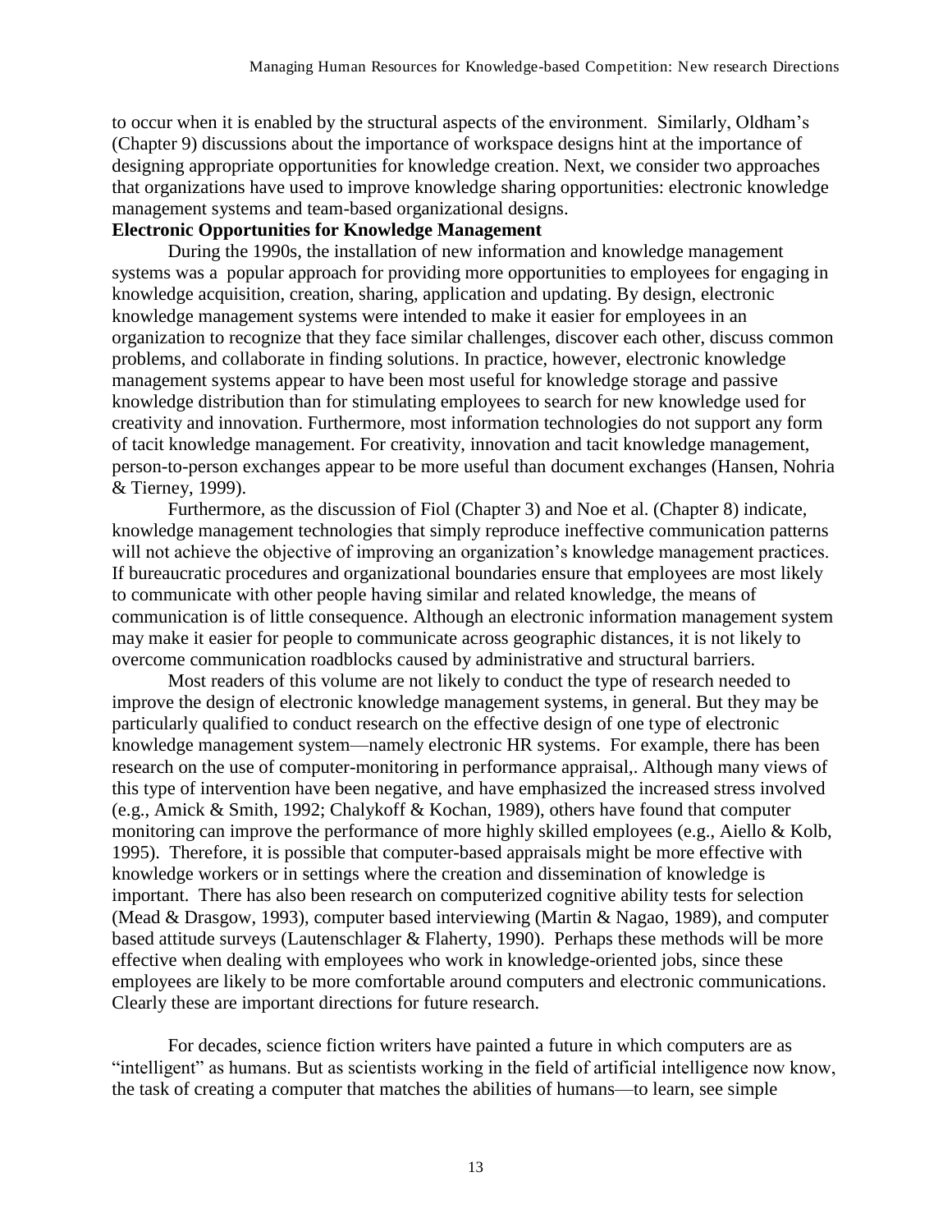to occur when it is enabled by the structural aspects of the environment. Similarly, Oldham's (Chapter 9) discussions about the importance of workspace designs hint at the importance of designing appropriate opportunities for knowledge creation. Next, we consider two approaches that organizations have used to improve knowledge sharing opportunities: electronic knowledge management systems and team-based organizational designs.

**Electronic Opportunities for Knowledge Management**

During the 1990s, the installation of new information and knowledge management systems was a popular approach for providing more opportunities to employees for engaging in knowledge acquisition, creation, sharing, application and updating. By design, electronic knowledge management systems were intended to make it easier for employees in an organization to recognize that they face similar challenges, discover each other, discuss common problems, and collaborate in finding solutions. In practice, however, electronic knowledge management systems appear to have been most useful for knowledge storage and passive knowledge distribution than for stimulating employees to search for new knowledge used for creativity and innovation. Furthermore, most information technologies do not support any form of tacit knowledge management. For creativity, innovation and tacit knowledge management, person-to-person exchanges appear to be more useful than document exchanges (Hansen, Nohria & Tierney, 1999).

Furthermore, as the discussion of Fiol (Chapter 3) and Noe et al. (Chapter 8) indicate, knowledge management technologies that simply reproduce ineffective communication patterns will not achieve the objective of improving an organization's knowledge management practices. If bureaucratic procedures and organizational boundaries ensure that employees are most likely to communicate with other people having similar and related knowledge, the means of communication is of little consequence. Although an electronic information management system may make it easier for people to communicate across geographic distances, it is not likely to overcome communication roadblocks caused by administrative and structural barriers.

Most readers of this volume are not likely to conduct the type of research needed to improve the design of electronic knowledge management systems, in general. But they may be particularly qualified to conduct research on the effective design of one type of electronic knowledge management system—namely electronic HR systems. For example, there has been research on the use of computer-monitoring in performance appraisal,. Although many views of this type of intervention have been negative, and have emphasized the increased stress involved (e.g., Amick & Smith, 1992; Chalykoff & Kochan, 1989), others have found that computer monitoring can improve the performance of more highly skilled employees (e.g., Aiello & Kolb, 1995). Therefore, it is possible that computer-based appraisals might be more effective with knowledge workers or in settings where the creation and dissemination of knowledge is important. There has also been research on computerized cognitive ability tests for selection (Mead & Drasgow, 1993), computer based interviewing (Martin & Nagao, 1989), and computer based attitude surveys (Lautenschlager & Flaherty, 1990). Perhaps these methods will be more effective when dealing with employees who work in knowledge-oriented jobs, since these employees are likely to be more comfortable around computers and electronic communications. Clearly these are important directions for future research.

For decades, science fiction writers have painted a future in which computers are as "intelligent" as humans. But as scientists working in the field of artificial intelligence now know, the task of creating a computer that matches the abilities of humans—to learn, see simple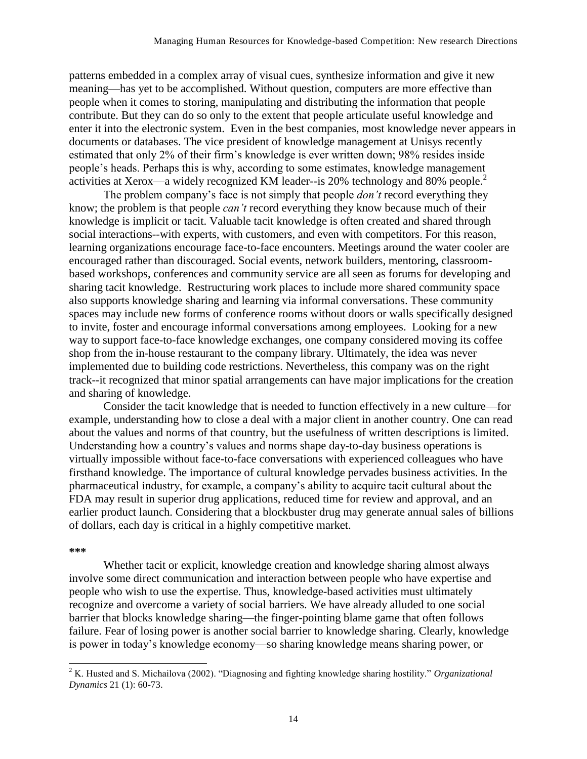patterns embedded in a complex array of visual cues, synthesize information and give it new meaning—has yet to be accomplished. Without question, computers are more effective than people when it comes to storing, manipulating and distributing the information that people contribute. But they can do so only to the extent that people articulate useful knowledge and enter it into the electronic system. Even in the best companies, most knowledge never appears in documents or databases. The vice president of knowledge management at Unisys recently estimated that only 2% of their firm's knowledge is ever written down; 98% resides inside people's heads. Perhaps this is why, according to some estimates, knowledge management activities at Xerox—a widely recognized KM leader--is 20% technology and 80% people.[2]

The problem company's face is not simply that people *don't* record everything they know; the problem is that people *can't* record everything they know because much of their knowledge is implicit or tacit. Valuable tacit knowledge is often created and shared through social interactions--with experts, with customers, and even with competitors. For this reason, learning organizations encourage face-to-face encounters. Meetings around the water cooler are encouraged rather than discouraged. Social events, network builders, mentoring, classroom-based workshops, conferences and community service are all seen as forums for developing and sharing tacit knowledge. Restructuring work places to include more shared community space also supports knowledge sharing and learning via informal conversations. These community spaces may include new forms of conference rooms without doors or walls specifically designed to invite, foster and encourage informal conversations among employees. Looking for a new way to support face-to-face knowledge exchanges, one company considered moving its coffee shop from the in-house restaurant to the company library. Ultimately, the idea was never implemented due to building code restrictions. Nevertheless, this company was on the right track--it recognized that minor spatial arrangements can have major implications for the creation and sharing of knowledge.

Consider the tacit knowledge that is needed to function effectively in a new culture—for example, understanding how to close a deal with a major client in another country. One can read about the values and norms of that country, but the usefulness of written descriptions is limited. Understanding how a country's values and norms shape day-to-day business operations is virtually impossible without face-to-face conversations with experienced colleagues who have firsthand knowledge. The importance of cultural knowledge pervades business activities. In the pharmaceutical industry, for example, a company's ability to acquire tacit cultural about the FDA may result in superior drug applications, reduced time for review and approval, and an earlier product launch. Considering that a blockbuster drug may generate annual sales of billions of dollars, each day is critical in a highly competitive market.

**\*\*\***

Whether tacit or explicit, knowledge creation and knowledge sharing almost always involve some direct communication and interaction between people who have expertise and people who wish to use the expertise. Thus, knowledge-based activities must ultimately recognize and overcome a variety of social barriers. We have already alluded to one social barrier that blocks knowledge sharing—the finger-pointing blame game that often follows failure. Fear of losing power is another social barrier to knowledge sharing. Clearly, knowledge is power in today's knowledge economy—so sharing knowledge means sharing power, or

---

[2] K. Husted and S. Michailova (2002). "Diagnosing and fighting knowledge sharing hostility." *Organizational Dynamics* 21 (1): 60-73.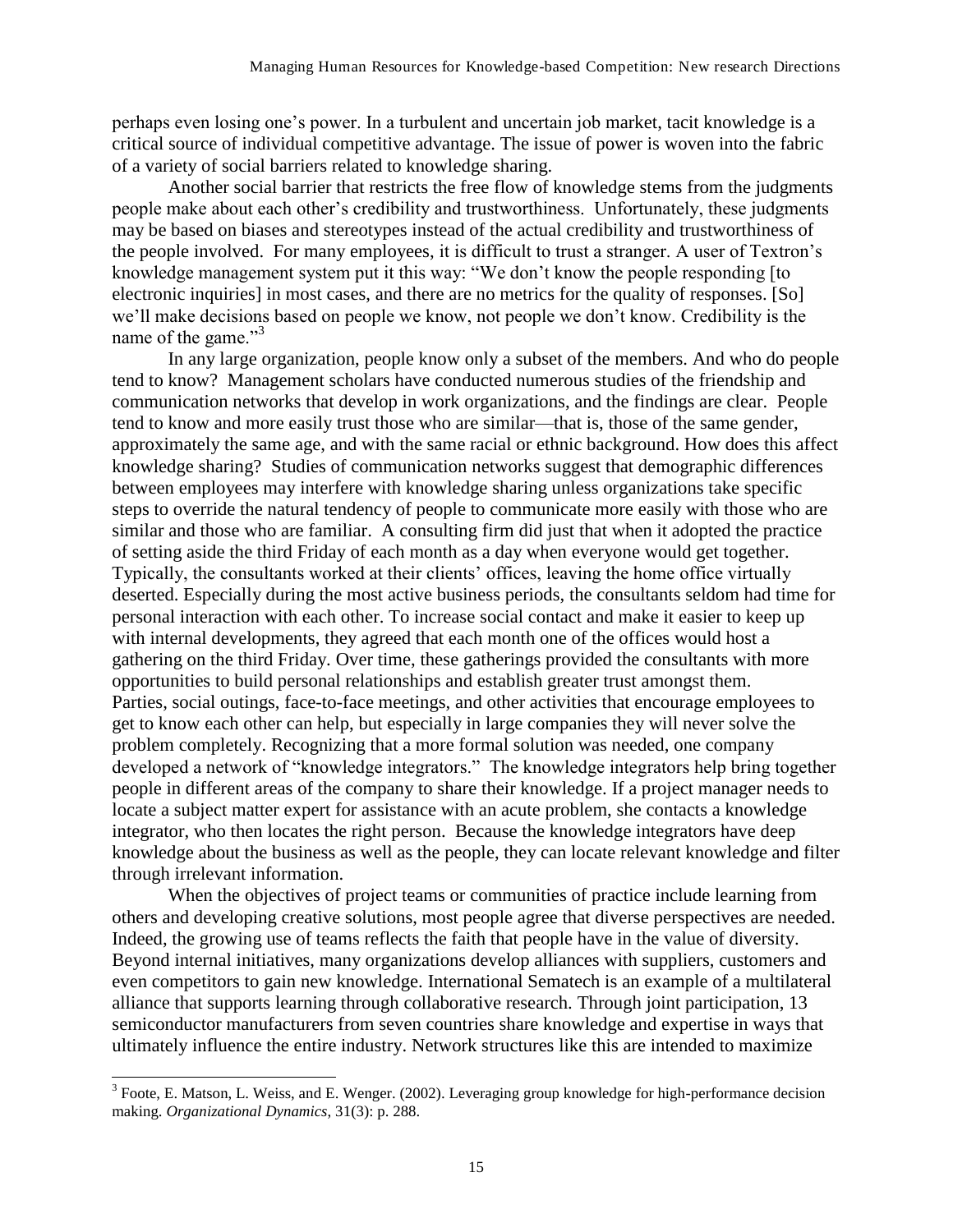perhaps even losing one's power. In a turbulent and uncertain job market, tacit knowledge is a critical source of individual competitive advantage. The issue of power is woven into the fabric of a variety of social barriers related to knowledge sharing.

Another social barrier that restricts the free flow of knowledge stems from the judgments people make about each other's credibility and trustworthiness. Unfortunately, these judgments may be based on biases and stereotypes instead of the actual credibility and trustworthiness of the people involved. For many employees, it is difficult to trust a stranger. A user of Textron's knowledge management system put it this way: "We don't know the people responding [to electronic inquiries] in most cases, and there are no metrics for the quality of responses. [So] we'll make decisions based on people we know, not people we don't know. Credibility is the name of the game."[3]

In any large organization, people know only a subset of the members. And who do people tend to know? Management scholars have conducted numerous studies of the friendship and communication networks that develop in work organizations, and the findings are clear. People tend to know and more easily trust those who are similar—that is, those of the same gender, approximately the same age, and with the same racial or ethnic background. How does this affect knowledge sharing? Studies of communication networks suggest that demographic differences between employees may interfere with knowledge sharing unless organizations take specific steps to override the natural tendency of people to communicate more easily with those who are similar and those who are familiar. A consulting firm did just that when it adopted the practice of setting aside the third Friday of each month as a day when everyone would get together. Typically, the consultants worked at their clients' offices, leaving the home office virtually deserted. Especially during the most active business periods, the consultants seldom had time for personal interaction with each other. To increase social contact and make it easier to keep up with internal developments, they agreed that each month one of the offices would host a gathering on the third Friday. Over time, these gatherings provided the consultants with more opportunities to build personal relationships and establish greater trust amongst them. Parties, social outings, face-to-face meetings, and other activities that encourage employees to get to know each other can help, but especially in large companies they will never solve the problem completely. Recognizing that a more formal solution was needed, one company developed a network of "knowledge integrators." The knowledge integrators help bring together people in different areas of the company to share their knowledge. If a project manager needs to locate a subject matter expert for assistance with an acute problem, she contacts a knowledge integrator, who then locates the right person. Because the knowledge integrators have deep knowledge about the business as well as the people, they can locate relevant knowledge and filter through irrelevant information.

When the objectives of project teams or communities of practice include learning from others and developing creative solutions, most people agree that diverse perspectives are needed. Indeed, the growing use of teams reflects the faith that people have in the value of diversity. Beyond internal initiatives, many organizations develop alliances with suppliers, customers and even competitors to gain new knowledge. International Sematech is an example of a multilateral alliance that supports learning through collaborative research. Through joint participation, 13 semiconductor manufacturers from seven countries share knowledge and expertise in ways that ultimately influence the entire industry. Network structures like this are intended to maximize

---

[3] Foote, E. Matson, L. Weiss, and E. Wenger. (2002). Leveraging group knowledge for high-performance decision making. *Organizational Dynamics*, 31(3): p. 288.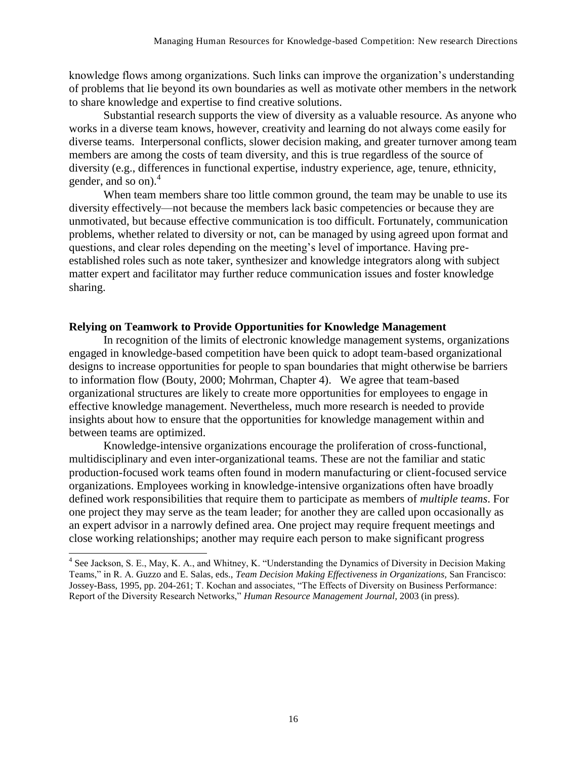knowledge flows among organizations. Such links can improve the organization's understanding of problems that lie beyond its own boundaries as well as motivate other members in the network to share knowledge and expertise to find creative solutions.

Substantial research supports the view of diversity as a valuable resource. As anyone who works in a diverse team knows, however, creativity and learning do not always come easily for diverse teams. Interpersonal conflicts, slower decision making, and greater turnover among team members are among the costs of team diversity, and this is true regardless of the source of diversity (e.g., differences in functional expertise, industry experience, age, tenure, ethnicity, gender, and so on).[4]

When team members share too little common ground, the team may be unable to use its diversity effectively—not because the members lack basic competencies or because they are unmotivated, but because effective communication is too difficult. Fortunately, communication problems, whether related to diversity or not, can be managed by using agreed upon format and questions, and clear roles depending on the meeting's level of importance. Having pre-established roles such as note taker, synthesizer and knowledge integrators along with subject matter expert and facilitator may further reduce communication issues and foster knowledge sharing.

**Relying on Teamwork to Provide Opportunities for Knowledge Management**

In recognition of the limits of electronic knowledge management systems, organizations engaged in knowledge-based competition have been quick to adopt team-based organizational designs to increase opportunities for people to span boundaries that might otherwise be barriers to information flow (Bouty, 2000; Mohrman, Chapter 4). We agree that team-based organizational structures are likely to create more opportunities for employees to engage in effective knowledge management. Nevertheless, much more research is needed to provide insights about how to ensure that the opportunities for knowledge management within and between teams are optimized.

Knowledge-intensive organizations encourage the proliferation of cross-functional, multidisciplinary and even inter-organizational teams. These are not the familiar and static production-focused work teams often found in modern manufacturing or client-focused service organizations. Employees working in knowledge-intensive organizations often have broadly defined work responsibilities that require them to participate as members of *multiple teams*. For one project they may serve as the team leader; for another they are called upon occasionally as an expert advisor in a narrowly defined area. One project may require frequent meetings and close working relationships; another may require each person to make significant progress

[4] See Jackson, S. E., May, K. A., and Whitney, K. "Understanding the Dynamics of Diversity in Decision Making Teams," in R. A. Guzzo and E. Salas, eds., *Team Decision Making Effectiveness in Organizations,* San Francisco: Jossey-Bass, 1995, pp. 204-261; T. Kochan and associates, "The Effects of Diversity on Business Performance: Report of the Diversity Research Networks," *Human Resource Management Journal,* 2003 (in press).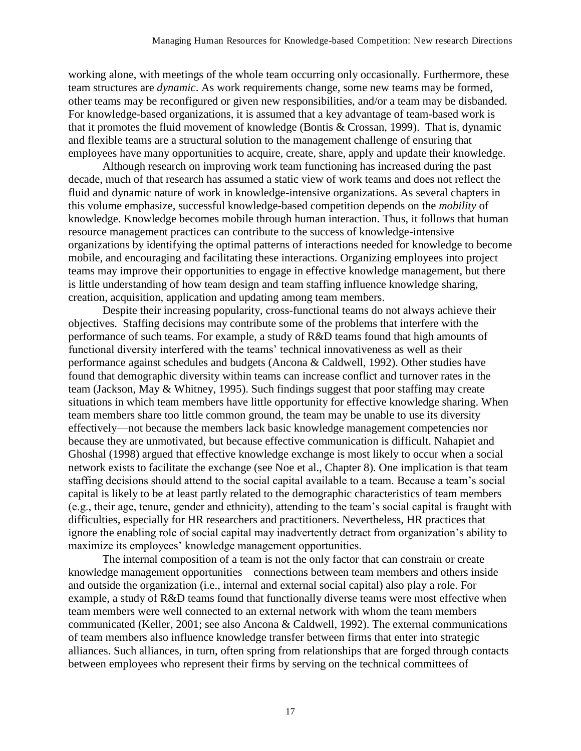working alone, with meetings of the whole team occurring only occasionally. Furthermore, these team structures are *dynamic*. As work requirements change, some new teams may be formed, other teams may be reconfigured or given new responsibilities, and/or a team may be disbanded. For knowledge-based organizations, it is assumed that a key advantage of team-based work is that it promotes the fluid movement of knowledge (Bontis & Crossan, 1999). That is, dynamic and flexible teams are a structural solution to the management challenge of ensuring that employees have many opportunities to acquire, create, share, apply and update their knowledge.

Although research on improving work team functioning has increased during the past decade, much of that research has assumed a static view of work teams and does not reflect the fluid and dynamic nature of work in knowledge-intensive organizations. As several chapters in this volume emphasize, successful knowledge-based competition depends on the *mobility* of knowledge. Knowledge becomes mobile through human interaction. Thus, it follows that human resource management practices can contribute to the success of knowledge-intensive organizations by identifying the optimal patterns of interactions needed for knowledge to become mobile, and encouraging and facilitating these interactions. Organizing employees into project teams may improve their opportunities to engage in effective knowledge management, but there is little understanding of how team design and team staffing influence knowledge sharing, creation, acquisition, application and updating among team members.

Despite their increasing popularity, cross-functional teams do not always achieve their objectives. Staffing decisions may contribute some of the problems that interfere with the performance of such teams. For example, a study of R&D teams found that high amounts of functional diversity interfered with the teams' technical innovativeness as well as their performance against schedules and budgets (Ancona & Caldwell, 1992). Other studies have found that demographic diversity within teams can increase conflict and turnover rates in the team (Jackson, May & Whitney, 1995). Such findings suggest that poor staffing may create situations in which team members have little opportunity for effective knowledge sharing. When team members share too little common ground, the team may be unable to use its diversity effectively—not because the members lack basic knowledge management competencies nor because they are unmotivated, but because effective communication is difficult. Nahapiet and Ghoshal (1998) argued that effective knowledge exchange is most likely to occur when a social network exists to facilitate the exchange (see Noe et al., Chapter 8). One implication is that team staffing decisions should attend to the social capital available to a team. Because a team's social capital is likely to be at least partly related to the demographic characteristics of team members (e.g., their age, tenure, gender and ethnicity), attending to the team's social capital is fraught with difficulties, especially for HR researchers and practitioners. Nevertheless, HR practices that ignore the enabling role of social capital may inadvertently detract from organization's ability to maximize its employees' knowledge management opportunities.

The internal composition of a team is not the only factor that can constrain or create knowledge management opportunities—connections between team members and others inside and outside the organization (i.e., internal and external social capital) also play a role. For example, a study of R&D teams found that functionally diverse teams were most effective when team members were well connected to an external network with whom the team members communicated (Keller, 2001; see also Ancona & Caldwell, 1992). The external communications of team members also influence knowledge transfer between firms that enter into strategic alliances. Such alliances, in turn, often spring from relationships that are forged through contacts between employees who represent their firms by serving on the technical committees of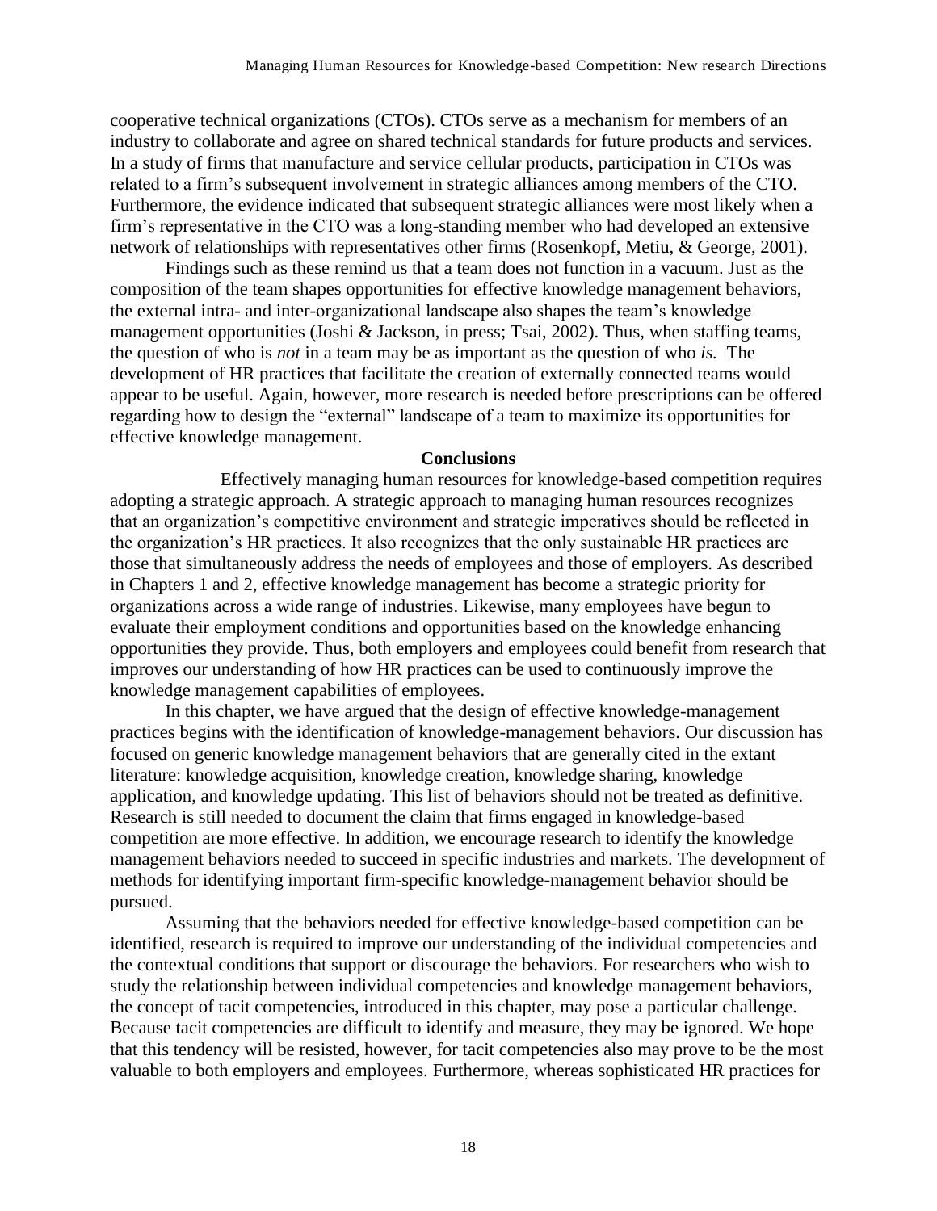cooperative technical organizations (CTOs). CTOs serve as a mechanism for members of an industry to collaborate and agree on shared technical standards for future products and services. In a study of firms that manufacture and service cellular products, participation in CTOs was related to a firm's subsequent involvement in strategic alliances among members of the CTO. Furthermore, the evidence indicated that subsequent strategic alliances were most likely when a firm's representative in the CTO was a long-standing member who had developed an extensive network of relationships with representatives other firms (Rosenkopf, Metiu, & George, 2001).

Findings such as these remind us that a team does not function in a vacuum. Just as the composition of the team shapes opportunities for effective knowledge management behaviors, the external intra- and inter-organizational landscape also shapes the team's knowledge management opportunities (Joshi & Jackson, in press; Tsai, 2002). Thus, when staffing teams, the question of who is *not* in a team may be as important as the question of who *is.* The development of HR practices that facilitate the creation of externally connected teams would appear to be useful. Again, however, more research is needed before prescriptions can be offered regarding how to design the "external" landscape of a team to maximize its opportunities for effective knowledge management.

## Conclusions

Effectively managing human resources for knowledge-based competition requires adopting a strategic approach. A strategic approach to managing human resources recognizes that an organization's competitive environment and strategic imperatives should be reflected in the organization's HR practices. It also recognizes that the only sustainable HR practices are those that simultaneously address the needs of employees and those of employers. As described in Chapters 1 and 2, effective knowledge management has become a strategic priority for organizations across a wide range of industries. Likewise, many employees have begun to evaluate their employment conditions and opportunities based on the knowledge enhancing opportunities they provide. Thus, both employers and employees could benefit from research that improves our understanding of how HR practices can be used to continuously improve the knowledge management capabilities of employees.

In this chapter, we have argued that the design of effective knowledge-management practices begins with the identification of knowledge-management behaviors. Our discussion has focused on generic knowledge management behaviors that are generally cited in the extant literature: knowledge acquisition, knowledge creation, knowledge sharing, knowledge application, and knowledge updating. This list of behaviors should not be treated as definitive. Research is still needed to document the claim that firms engaged in knowledge-based competition are more effective. In addition, we encourage research to identify the knowledge management behaviors needed to succeed in specific industries and markets. The development of methods for identifying important firm-specific knowledge-management behavior should be pursued.

Assuming that the behaviors needed for effective knowledge-based competition can be identified, research is required to improve our understanding of the individual competencies and the contextual conditions that support or discourage the behaviors. For researchers who wish to study the relationship between individual competencies and knowledge management behaviors, the concept of tacit competencies, introduced in this chapter, may pose a particular challenge. Because tacit competencies are difficult to identify and measure, they may be ignored. We hope that this tendency will be resisted, however, for tacit competencies also may prove to be the most valuable to both employers and employees. Furthermore, whereas sophisticated HR practices for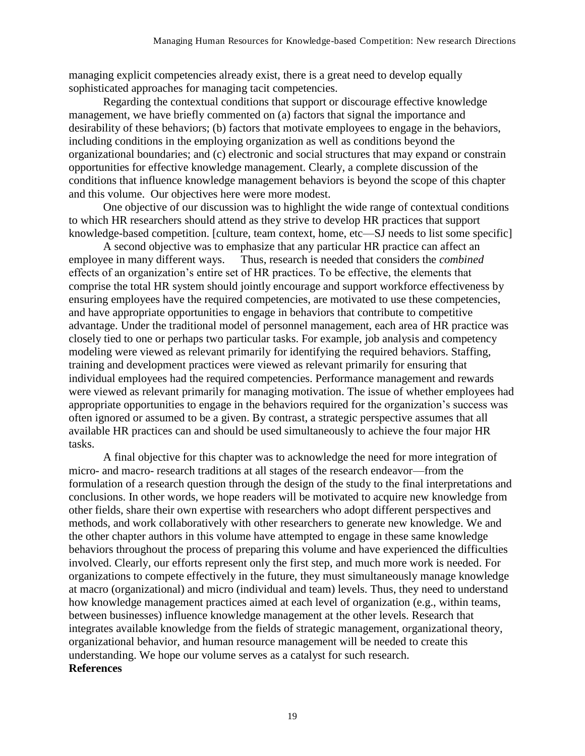managing explicit competencies already exist, there is a great need to develop equally sophisticated approaches for managing tacit competencies.

Regarding the contextual conditions that support or discourage effective knowledge management, we have briefly commented on (a) factors that signal the importance and desirability of these behaviors; (b) factors that motivate employees to engage in the behaviors, including conditions in the employing organization as well as conditions beyond the organizational boundaries; and (c) electronic and social structures that may expand or constrain opportunities for effective knowledge management. Clearly, a complete discussion of the conditions that influence knowledge management behaviors is beyond the scope of this chapter and this volume. Our objectives here were more modest.

One objective of our discussion was to highlight the wide range of contextual conditions to which HR researchers should attend as they strive to develop HR practices that support knowledge-based competition. [culture, team context, home, etc—SJ needs to list some specific]

A second objective was to emphasize that any particular HR practice can affect an employee in many different ways. Thus, research is needed that considers the *combined* effects of an organization's entire set of HR practices. To be effective, the elements that comprise the total HR system should jointly encourage and support workforce effectiveness by ensuring employees have the required competencies, are motivated to use these competencies, and have appropriate opportunities to engage in behaviors that contribute to competitive advantage. Under the traditional model of personnel management, each area of HR practice was closely tied to one or perhaps two particular tasks. For example, job analysis and competency modeling were viewed as relevant primarily for identifying the required behaviors. Staffing, training and development practices were viewed as relevant primarily for ensuring that individual employees had the required competencies. Performance management and rewards were viewed as relevant primarily for managing motivation. The issue of whether employees had appropriate opportunities to engage in the behaviors required for the organization's success was often ignored or assumed to be a given. By contrast, a strategic perspective assumes that all available HR practices can and should be used simultaneously to achieve the four major HR tasks.

A final objective for this chapter was to acknowledge the need for more integration of micro- and macro- research traditions at all stages of the research endeavor—from the formulation of a research question through the design of the study to the final interpretations and conclusions. In other words, we hope readers will be motivated to acquire new knowledge from other fields, share their own expertise with researchers who adopt different perspectives and methods, and work collaboratively with other researchers to generate new knowledge. We and the other chapter authors in this volume have attempted to engage in these same knowledge behaviors throughout the process of preparing this volume and have experienced the difficulties involved. Clearly, our efforts represent only the first step, and much more work is needed. For organizations to compete effectively in the future, they must simultaneously manage knowledge at macro (organizational) and micro (individual and team) levels. Thus, they need to understand how knowledge management practices aimed at each level of organization (e.g., within teams, between businesses) influence knowledge management at the other levels. Research that integrates available knowledge from the fields of strategic management, organizational theory, organizational behavior, and human resource management will be needed to create this understanding. We hope our volume serves as a catalyst for such research.

**References**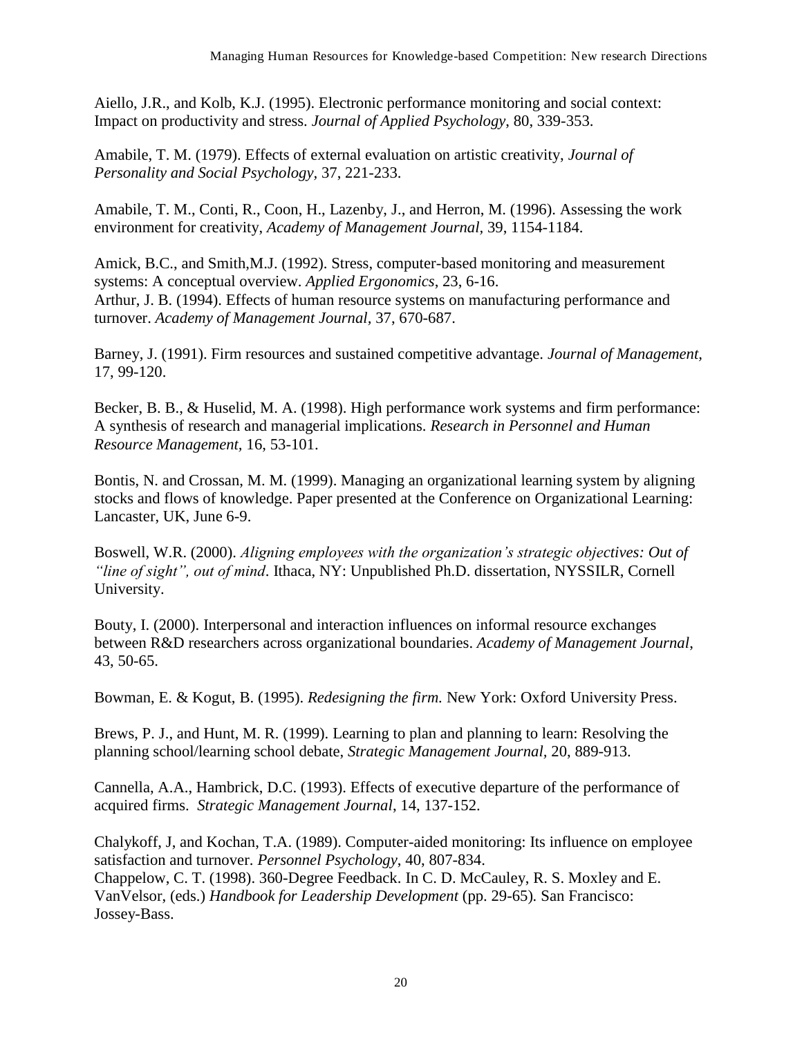Aiello, J.R., and Kolb, K.J. (1995). Electronic performance monitoring and social context: Impact on productivity and stress. *Journal of Applied Psychology*, 80, 339-353.

Amabile, T. M. (1979). Effects of external evaluation on artistic creativity, *Journal of Personality and Social Psychology,* 37, 221-233.

Amabile, T. M., Conti, R., Coon, H., Lazenby, J., and Herron, M. (1996). Assessing the work environment for creativity, *Academy of Management Journal,* 39, 1154-1184.

Amick, B.C., and Smith,M.J. (1992). Stress, computer-based monitoring and measurement systems: A conceptual overview. *Applied Ergonomics*, 23, 6-16.

Arthur, J. B. (1994). Effects of human resource systems on manufacturing performance and turnover. *Academy of Management Journal*, 37, 670-687.

Barney, J. (1991). Firm resources and sustained competitive advantage. *Journal of Management,* 17, 99-120.

Becker, B. B., & Huselid, M. A. (1998). High performance work systems and firm performance: A synthesis of research and managerial implications. *Research in Personnel and Human Resource Management*, 16, 53-101.

Bontis, N. and Crossan, M. M. (1999). Managing an organizational learning system by aligning stocks and flows of knowledge. Paper presented at the Conference on Organizational Learning: Lancaster, UK, June 6-9.

Boswell, W.R. (2000). *Aligning employees with the organization's strategic objectives: Out of "line of sight", out of mind*. Ithaca, NY: Unpublished Ph.D. dissertation, NYSSILR, Cornell University.

Bouty, I. (2000). Interpersonal and interaction influences on informal resource exchanges between R&D researchers across organizational boundaries. *Academy of Management Journal*, 43, 50-65.

Bowman, E. & Kogut, B. (1995). *Redesigning the firm.* New York: Oxford University Press.

Brews, P. J., and Hunt, M. R. (1999). Learning to plan and planning to learn: Resolving the planning school/learning school debate, *Strategic Management Journal,* 20, 889-913.

Cannella, A.A., Hambrick, D.C. (1993). Effects of executive departure of the performance of acquired firms. *Strategic Management Journal*, 14, 137-152.

Chalykoff, J, and Kochan, T.A. (1989). Computer-aided monitoring: Its influence on employee satisfaction and turnover. *Personnel Psychology*, 40, 807-834.

Chappelow, C. T. (1998). 360-Degree Feedback. In C. D. McCauley, R. S. Moxley and E. VanVelsor, (eds.) *Handbook for Leadership Development* (pp. 29-65). San Francisco: Jossey-Bass.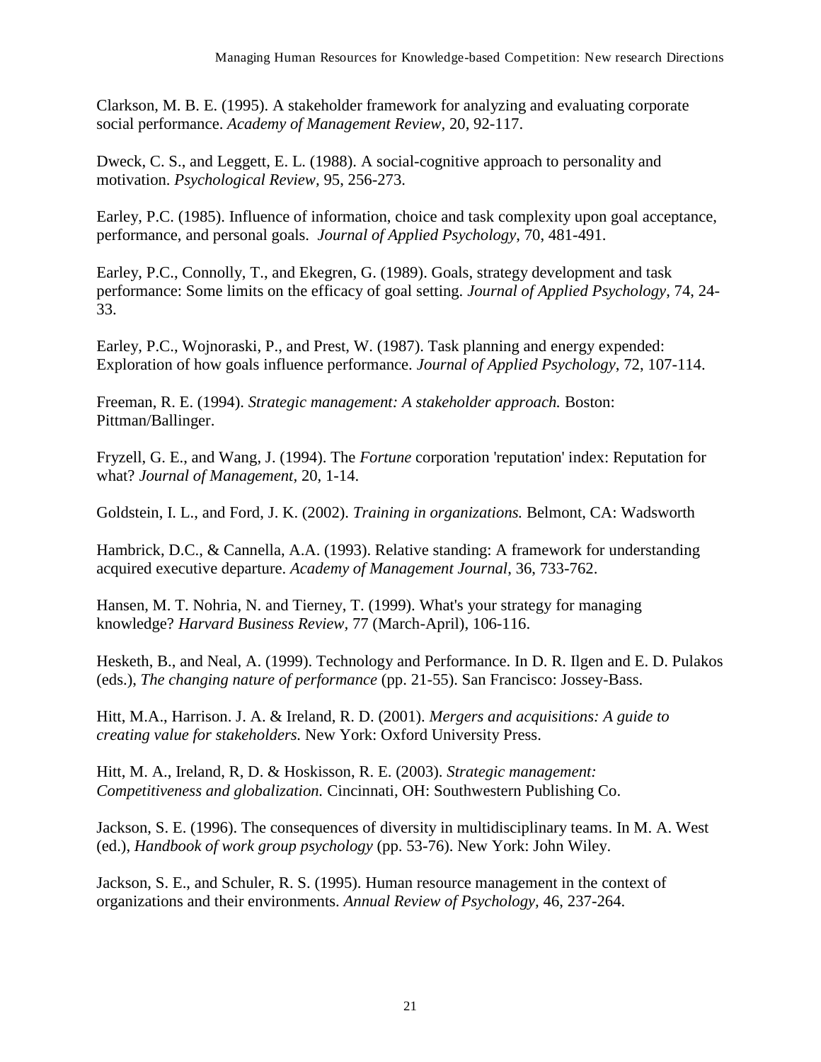Clarkson, M. B. E. (1995). A stakeholder framework for analyzing and evaluating corporate social performance. *Academy of Management Review,* 20, 92-117.

Dweck, C. S., and Leggett, E. L. (1988). A social-cognitive approach to personality and motivation. *Psychological Review,* 95, 256-273.

Earley, P.C. (1985). Influence of information, choice and task complexity upon goal acceptance, performance, and personal goals. *Journal of Applied Psychology*, 70, 481-491.

Earley, P.C., Connolly, T., and Ekegren, G. (1989). Goals, strategy development and task performance: Some limits on the efficacy of goal setting. *Journal of Applied Psychology*, 74, 24-33.

Earley, P.C., Wojnoraski, P., and Prest, W. (1987). Task planning and energy expended: Exploration of how goals influence performance. *Journal of Applied Psychology*, 72, 107-114.

Freeman, R. E. (1994). *Strategic management: A stakeholder approach.* Boston: Pittman/Ballinger.

Fryzell, G. E., and Wang, J. (1994). The *Fortune* corporation 'reputation' index: Reputation for what? *Journal of Management,* 20, 1-14.

Goldstein, I. L., and Ford, J. K. (2002). *Training in organizations.* Belmont, CA: Wadsworth

Hambrick, D.C., & Cannella, A.A. (1993). Relative standing: A framework for understanding acquired executive departure. *Academy of Management Journal*, 36, 733-762.

Hansen, M. T. Nohria, N. and Tierney, T. (1999). What's your strategy for managing knowledge? *Harvard Business Review,* 77 (March-April), 106-116.

Hesketh, B., and Neal, A. (1999). Technology and Performance. In D. R. Ilgen and E. D. Pulakos (eds.), *The changing nature of performance* (pp. 21-55). San Francisco: Jossey-Bass.

Hitt, M.A., Harrison. J. A. & Ireland, R. D. (2001). *Mergers and acquisitions: A guide to creating value for stakeholders.* New York: Oxford University Press.

Hitt, M. A., Ireland, R, D. & Hoskisson, R. E. (2003). *Strategic management: Competitiveness and globalization.* Cincinnati, OH: Southwestern Publishing Co.

Jackson, S. E. (1996). The consequences of diversity in multidisciplinary teams. In M. A. West (ed.), *Handbook of work group psychology* (pp. 53-76). New York: John Wiley.

Jackson, S. E., and Schuler, R. S. (1995). Human resource management in the context of organizations and their environments. *Annual Review of Psychology,* 46, 237-264.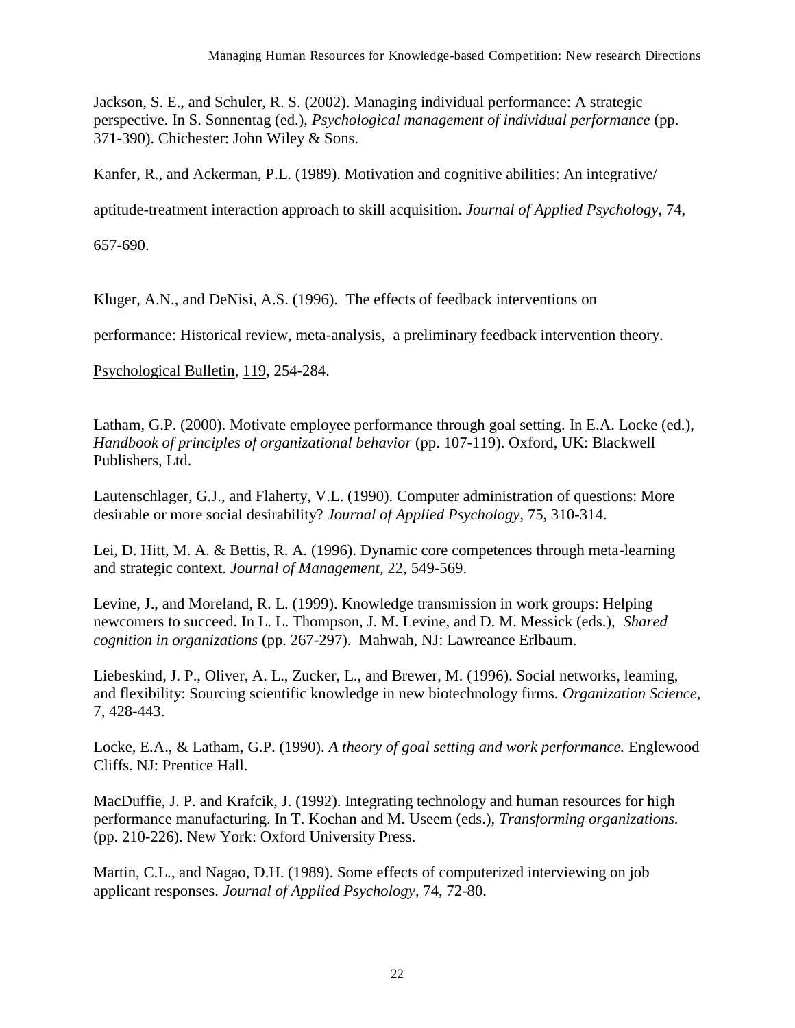Jackson, S. E., and Schuler, R. S. (2002). Managing individual performance: A strategic perspective. In S. Sonnentag (ed.), *Psychological management of individual performance* (pp. 371-390). Chichester: John Wiley & Sons.

Kanfer, R., and Ackerman, P.L. (1989). Motivation and cognitive abilities: An integrative/ aptitude-treatment interaction approach to skill acquisition. *Journal of Applied Psychology*, 74, 657-690.

Kluger, A.N., and DeNisi, A.S. (1996). The effects of feedback interventions on performance: Historical review, meta-analysis, a preliminary feedback intervention theory. Psychological Bulletin, 119, 254-284.

Latham, G.P. (2000). Motivate employee performance through goal setting. In E.A. Locke (ed.), *Handbook of principles of organizational behavior* (pp. 107-119). Oxford, UK: Blackwell Publishers, Ltd.

Lautenschlager, G.J., and Flaherty, V.L. (1990). Computer administration of questions: More desirable or more social desirability? *Journal of Applied Psychology*, 75, 310-314.

Lei, D. Hitt, M. A. & Bettis, R. A. (1996). Dynamic core competences through meta-learning and strategic context. *Journal of Management,* 22, 549-569.

Levine, J., and Moreland, R. L. (1999). Knowledge transmission in work groups: Helping newcomers to succeed. In L. L. Thompson, J. M. Levine, and D. M. Messick (eds.), *Shared cognition in organizations* (pp. 267-297). Mahwah, NJ: Lawreance Erlbaum.

Liebeskind, J. P., Oliver, A. L., Zucker, L., and Brewer, M. (1996). Social networks, leaming, and flexibility: Sourcing scientific knowledge in new biotechnology firms. *Organization Science,* 7, 428-443.

Locke, E.A., & Latham, G.P. (1990). *A theory of goal setting and work performance.* Englewood Cliffs. NJ: Prentice Hall.

MacDuffie, J. P. and Krafcik, J. (1992). Integrating technology and human resources for high performance manufacturing. In T. Kochan and M. Useem (eds.), *Transforming organizations.* (pp. 210-226). New York: Oxford University Press.

Martin, C.L., and Nagao, D.H. (1989). Some effects of computerized interviewing on job applicant responses. *Journal of Applied Psychology*, 74, 72-80.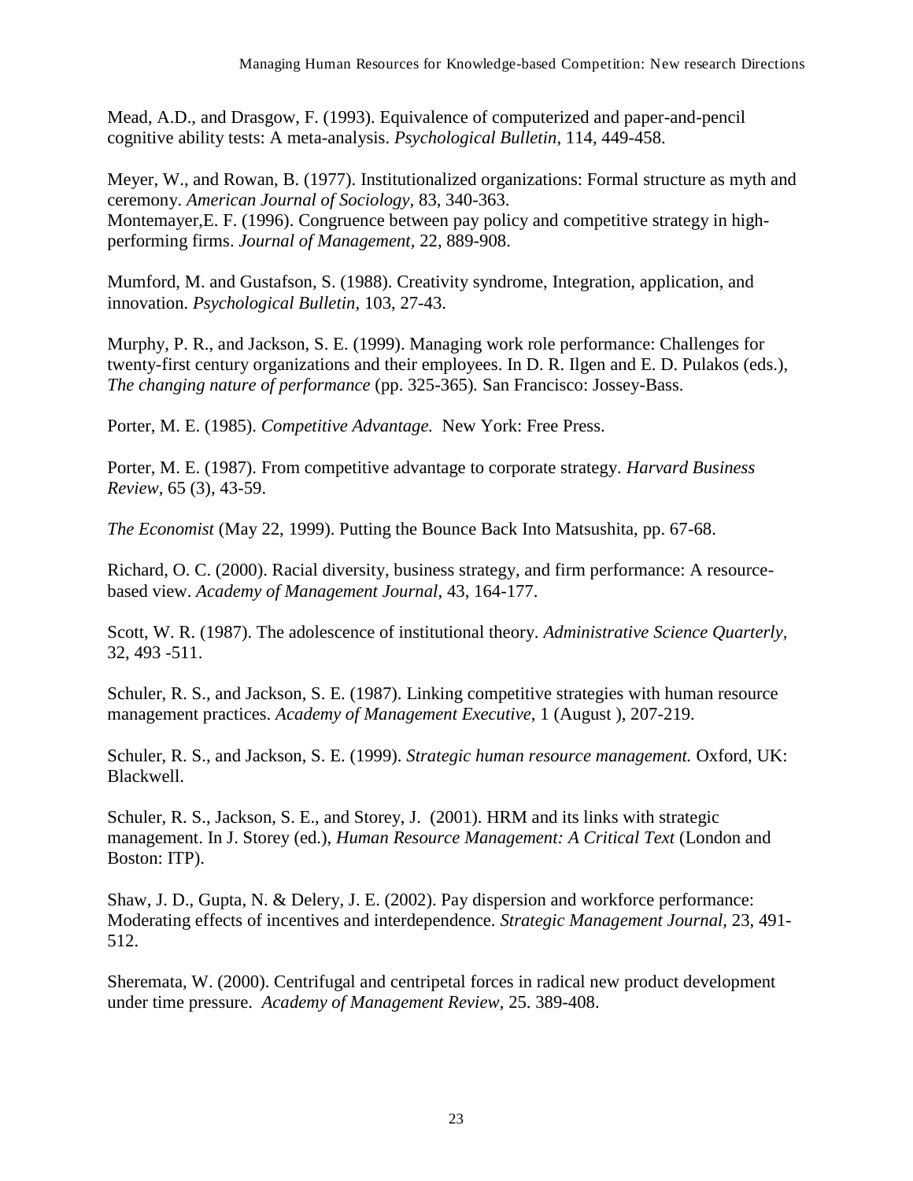Mead, A.D., and Drasgow, F. (1993). Equivalence of computerized and paper-and-pencil cognitive ability tests: A meta-analysis. *Psychological Bulletin*, 114, 449-458.

Meyer, W., and Rowan, B. (1977). Institutionalized organizations: Formal structure as myth and ceremony. *American Journal of Sociology,* 83, 340-363.
Montemayer,E. F. (1996). Congruence between pay policy and competitive strategy in high-performing firms. *Journal of Management,* 22, 889-908.

Mumford, M. and Gustafson, S. (1988). Creativity syndrome, Integration, application, and innovation. *Psychological Bulletin,* 103, 27-43.

Murphy, P. R., and Jackson, S. E. (1999). Managing work role performance: Challenges for twenty-first century organizations and their employees. In D. R. Ilgen and E. D. Pulakos (eds.), *The changing nature of performance* (pp. 325-365)*.* San Francisco: Jossey-Bass.

Porter, M. E. (1985). *Competitive Advantage.* New York: Free Press.

Porter, M. E. (1987). From competitive advantage to corporate strategy. *Harvard Business Review*, 65 (3), 43-59.

*The Economist* (May 22, 1999). Putting the Bounce Back Into Matsushita, pp. 67-68.

Richard, O. C. (2000). Racial diversity, business strategy, and firm performance: A resource-based view. *Academy of Management Journal*, 43, 164-177.

Scott, W. R. (1987). The adolescence of institutional theory. *Administrative Science Quarterly*, 32, 493 -511.

Schuler, R. S., and Jackson, S. E. (1987). Linking competitive strategies with human resource management practices. *Academy of Management Executive,* 1 (August ), 207-219.

Schuler, R. S., and Jackson, S. E. (1999). *Strategic human resource management.* Oxford, UK: Blackwell.

Schuler, R. S., Jackson, S. E., and Storey, J. (2001). HRM and its links with strategic management. In J. Storey (ed.), *Human Resource Management: A Critical Text* (London and Boston: ITP).

Shaw, J. D., Gupta, N. & Delery, J. E. (2002). Pay dispersion and workforce performance: Moderating effects of incentives and interdependence. *Strategic Management Journal,* 23, 491-512.

Sheremata, W. (2000). Centrifugal and centripetal forces in radical new product development under time pressure. *Academy of Management Review*, 25. 389-408.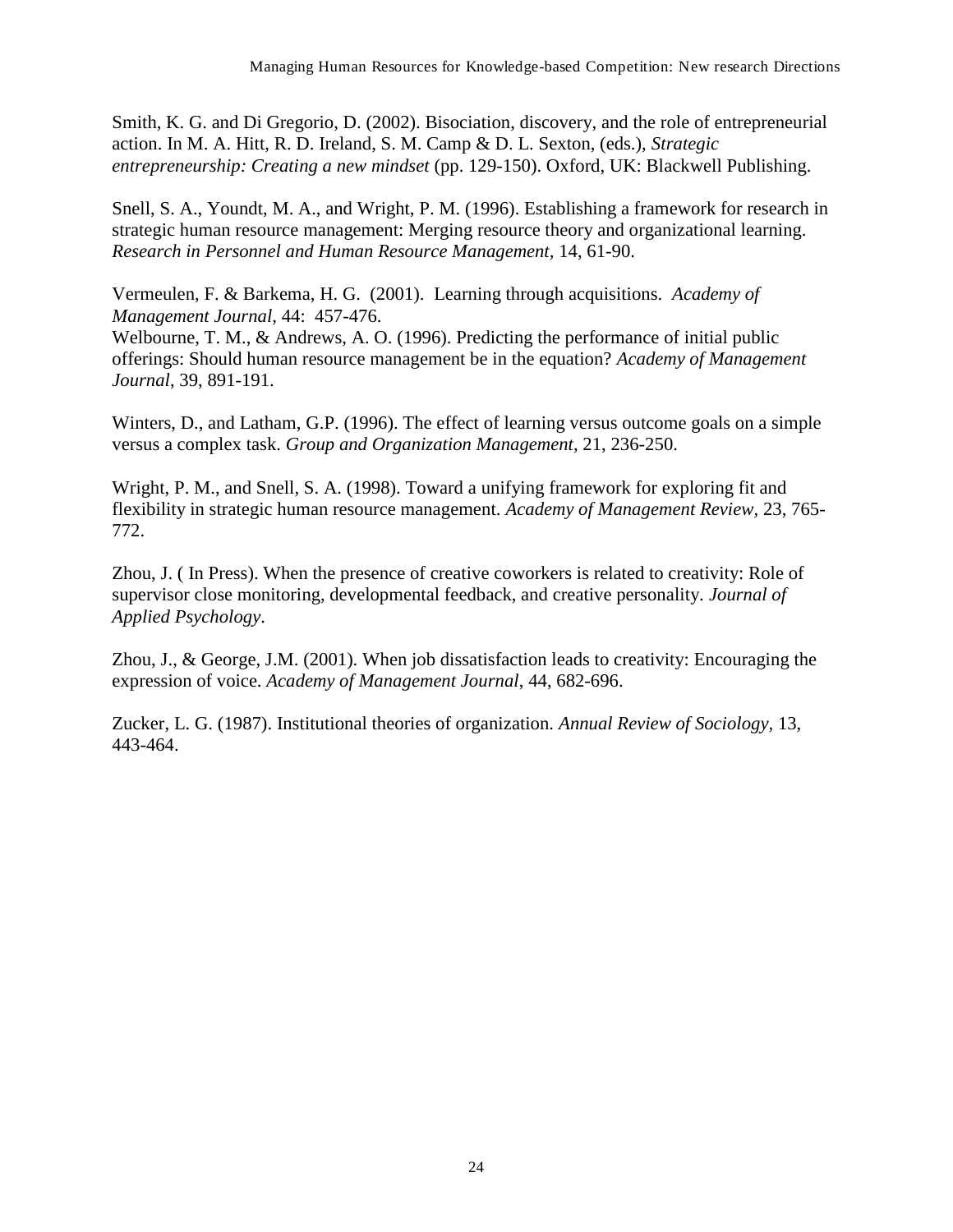Smith, K. G. and Di Gregorio, D. (2002). Bisociation, discovery, and the role of entrepreneurial action. In M. A. Hitt, R. D. Ireland, S. M. Camp & D. L. Sexton, (eds.), *Strategic entrepreneurship: Creating a new mindset* (pp. 129-150). Oxford, UK: Blackwell Publishing.

Snell, S. A., Youndt, M. A., and Wright, P. M. (1996). Establishing a framework for research in strategic human resource management: Merging resource theory and organizational learning. *Research in Personnel and Human Resource Management,* 14, 61-90.

Vermeulen, F. & Barkema, H. G. (2001). Learning through acquisitions. *Academy of Management Journal*, 44: 457-476.
Welbourne, T. M., & Andrews, A. O. (1996). Predicting the performance of initial public offerings: Should human resource management be in the equation? *Academy of Management Journal*, 39, 891-191.

Winters, D., and Latham, G.P. (1996). The effect of learning versus outcome goals on a simple versus a complex task. *Group and Organization Management*, 21, 236-250.

Wright, P. M., and Snell, S. A. (1998). Toward a unifying framework for exploring fit and flexibility in strategic human resource management. *Academy of Management Review,* 23, 765-772.

Zhou, J. ( In Press). When the presence of creative coworkers is related to creativity: Role of supervisor close monitoring, developmental feedback, and creative personality. *Journal of Applied Psychology*.

Zhou, J., & George, J.M. (2001). When job dissatisfaction leads to creativity: Encouraging the expression of voice. *Academy of Management Journal*, 44, 682-696.

Zucker, L. G. (1987). Institutional theories of organization. *Annual Review of Sociology,* 13, 443-464.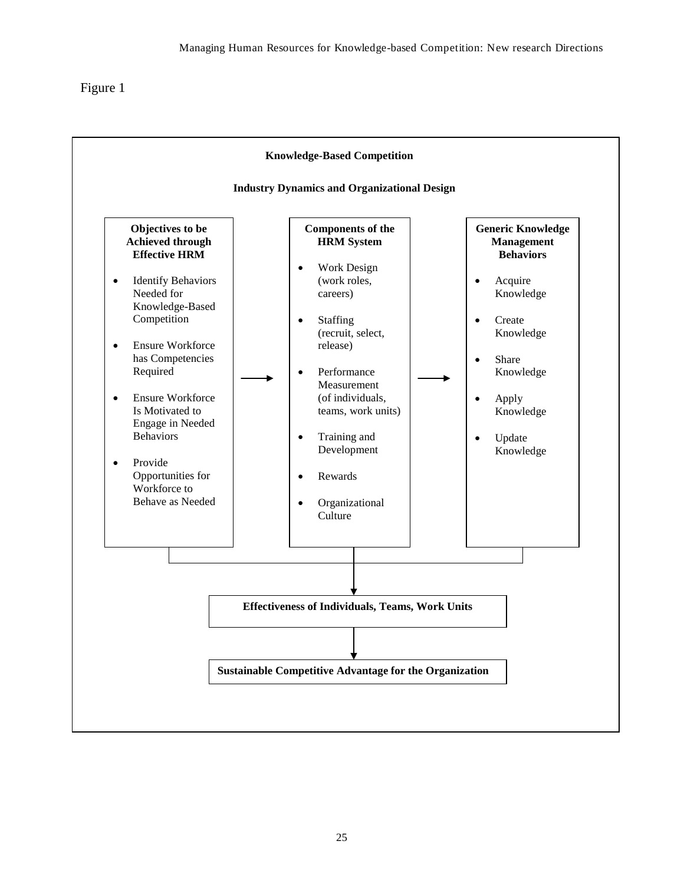Figure 1

**Knowledge-Based Competition**

**Industry Dynamics and Organizational Design**

**Objectives to be Achieved through Effective HRM**

- Identify Behaviors Needed for Knowledge-Based Competition
- Ensure Workforce has Competencies Required
- Ensure Workforce Is Motivated to Engage in Needed Behaviors
- Provide Opportunities for Workforce to Behave as Needed

**Components of the HRM System**

- Work Design (work roles, careers)
- Staffing (recruit, select, release)
- Performance Measurement (of individuals, teams, work units)
- Training and Development
- Rewards
- Organizational Culture

**Generic Knowledge Management Behaviors**

- Acquire Knowledge
- Create Knowledge
- Share Knowledge
- Apply Knowledge
- Update Knowledge

**Effectiveness of Individuals, Teams, Work Units**

**Sustainable Competitive Advantage for the Organization**